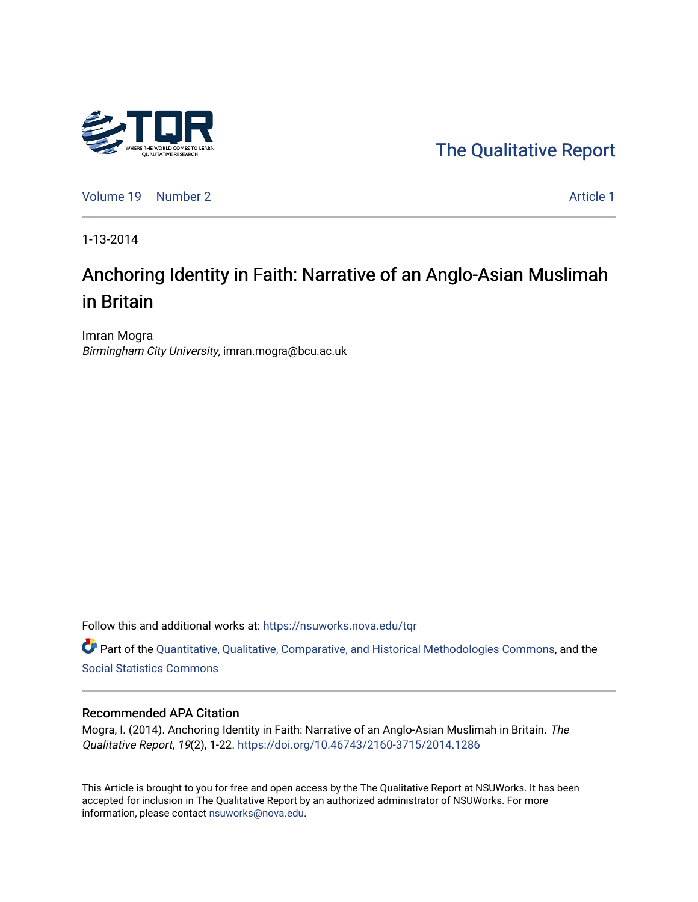The Qualitative Report

Volume 19 | Number 2 | Article 1

1-13-2014

# Anchoring Identity in Faith: Narrative of an Anglo-Asian Muslimah in Britain

Imran Mogra
*Birmingham City University*, imran.mogra@bcu.ac.uk

Follow this and additional works at: https://nsuworks.nova.edu/tqr

Part of the Quantitative, Qualitative, Comparative, and Historical Methodologies Commons, and the Social Statistics Commons

## Recommended APA Citation

Mogra, I. (2014). Anchoring Identity in Faith: Narrative of an Anglo-Asian Muslimah in Britain. *The Qualitative Report*, *19*(2), 1-22. https://doi.org/10.46743/2160-3715/2014.1286

This Article is brought to you for free and open access by the The Qualitative Report at NSUWorks. It has been accepted for inclusion in The Qualitative Report by an authorized administrator of NSUWorks. For more information, please contact nsuworks@nova.edu.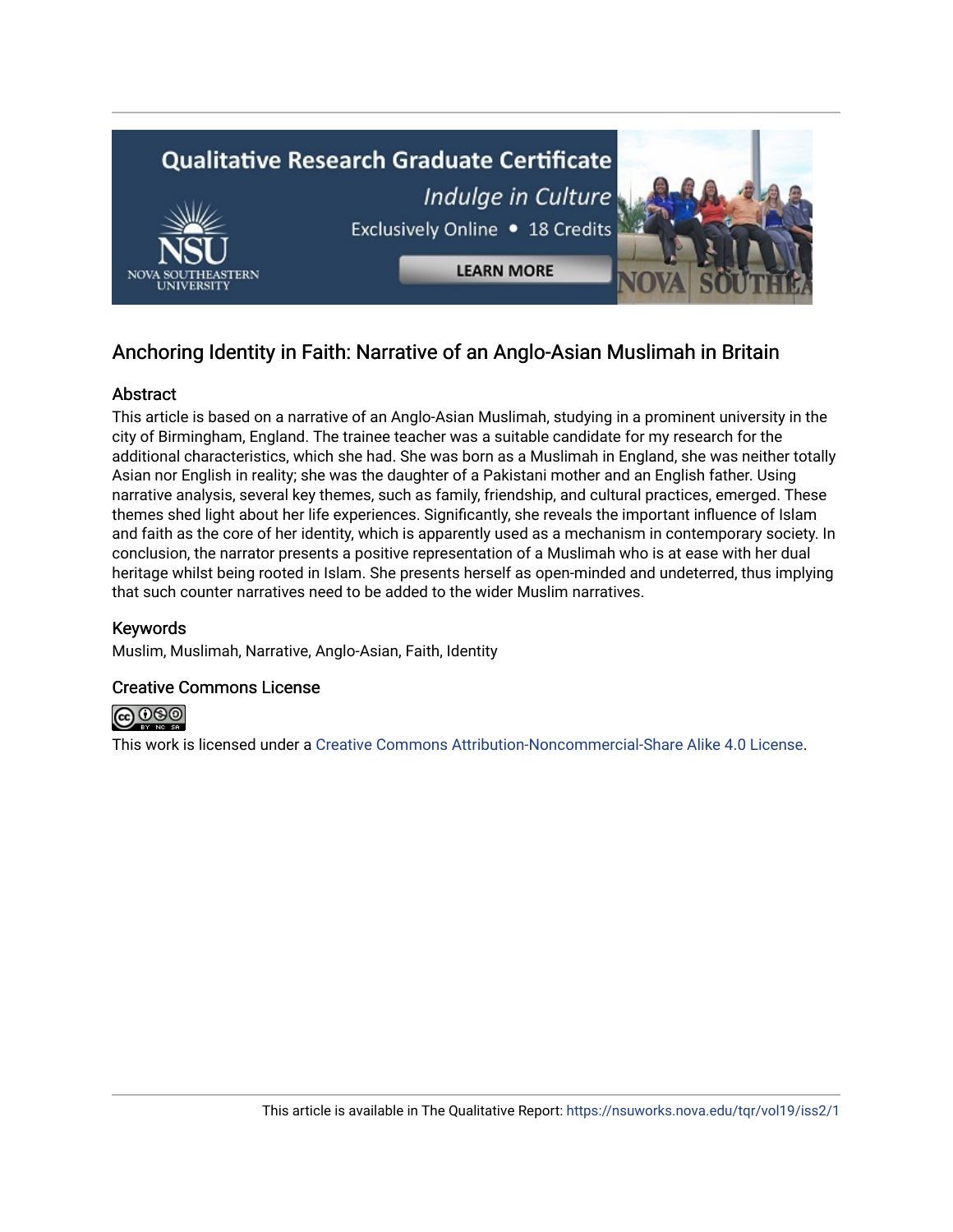## Anchoring Identity in Faith: Narrative of an Anglo-Asian Muslimah in Britain

### Abstract

This article is based on a narrative of an Anglo-Asian Muslimah, studying in a prominent university in the city of Birmingham, England. The trainee teacher was a suitable candidate for my research for the additional characteristics, which she had. She was born as a Muslimah in England, she was neither totally Asian nor English in reality; she was the daughter of a Pakistani mother and an English father. Using narrative analysis, several key themes, such as family, friendship, and cultural practices, emerged. These themes shed light about her life experiences. Significantly, she reveals the important influence of Islam and faith as the core of her identity, which is apparently used as a mechanism in contemporary society. In conclusion, the narrator presents a positive representation of a Muslimah who is at ease with her dual heritage whilst being rooted in Islam. She presents herself as open-minded and undeterred, thus implying that such counter narratives need to be added to the wider Muslim narratives.

### Keywords

Muslim, Muslimah, Narrative, Anglo-Asian, Faith, Identity

### Creative Commons License

This work is licensed under a Creative Commons Attribution-Noncommercial-Share Alike 4.0 License.

This article is available in The Qualitative Report: https://nsuworks.nova.edu/tqr/vol19/iss2/1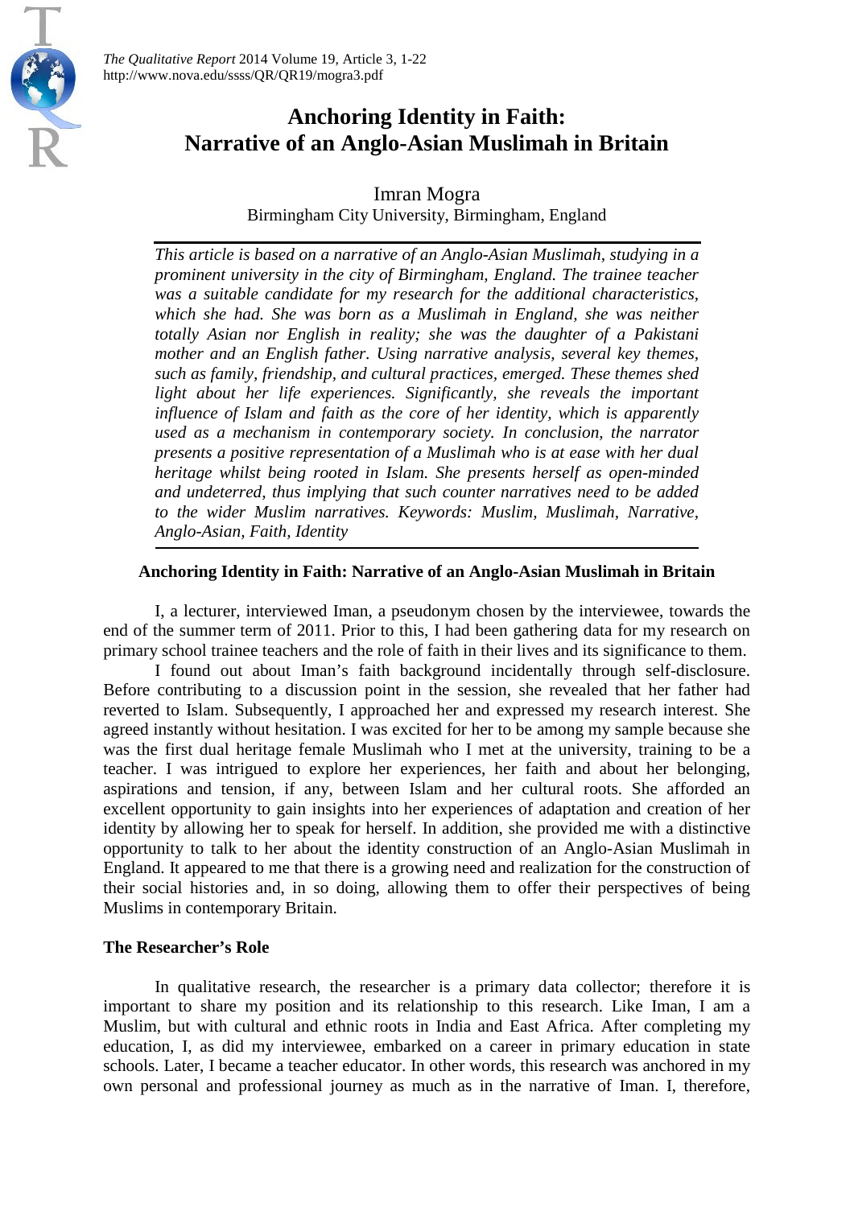# Anchoring Identity in Faith: Narrative of an Anglo-Asian Muslimah in Britain

Imran Mogra
Birmingham City University, Birmingham, England

*This article is based on a narrative of an Anglo-Asian Muslimah, studying in a prominent university in the city of Birmingham, England. The trainee teacher was a suitable candidate for my research for the additional characteristics, which she had. She was born as a Muslimah in England, she was neither totally Asian nor English in reality; she was the daughter of a Pakistani mother and an English father. Using narrative analysis, several key themes, such as family, friendship, and cultural practices, emerged. These themes shed light about her life experiences. Significantly, she reveals the important influence of Islam and faith as the core of her identity, which is apparently used as a mechanism in contemporary society. In conclusion, the narrator presents a positive representation of a Muslimah who is at ease with her dual heritage whilst being rooted in Islam. She presents herself as open-minded and undeterred, thus implying that such counter narratives need to be added to the wider Muslim narratives. Keywords: Muslim, Muslimah, Narrative, Anglo-Asian, Faith, Identity*

**Anchoring Identity in Faith: Narrative of an Anglo-Asian Muslimah in Britain**

I, a lecturer, interviewed Iman, a pseudonym chosen by the interviewee, towards the end of the summer term of 2011. Prior to this, I had been gathering data for my research on primary school trainee teachers and the role of faith in their lives and its significance to them.

I found out about Iman's faith background incidentally through self-disclosure. Before contributing to a discussion point in the session, she revealed that her father had reverted to Islam. Subsequently, I approached her and expressed my research interest. She agreed instantly without hesitation. I was excited for her to be among my sample because she was the first dual heritage female Muslimah who I met at the university, training to be a teacher. I was intrigued to explore her experiences, her faith and about her belonging, aspirations and tension, if any, between Islam and her cultural roots. She afforded an excellent opportunity to gain insights into her experiences of adaptation and creation of her identity by allowing her to speak for herself. In addition, she provided me with a distinctive opportunity to talk to her about the identity construction of an Anglo-Asian Muslimah in England. It appeared to me that there is a growing need and realization for the construction of their social histories and, in so doing, allowing them to offer their perspectives of being Muslims in contemporary Britain.

## The Researcher's Role

In qualitative research, the researcher is a primary data collector; therefore it is important to share my position and its relationship to this research. Like Iman, I am a Muslim, but with cultural and ethnic roots in India and East Africa. After completing my education, I, as did my interviewee, embarked on a career in primary education in state schools. Later, I became a teacher educator. In other words, this research was anchored in my own personal and professional journey as much as in the narrative of Iman. I, therefore,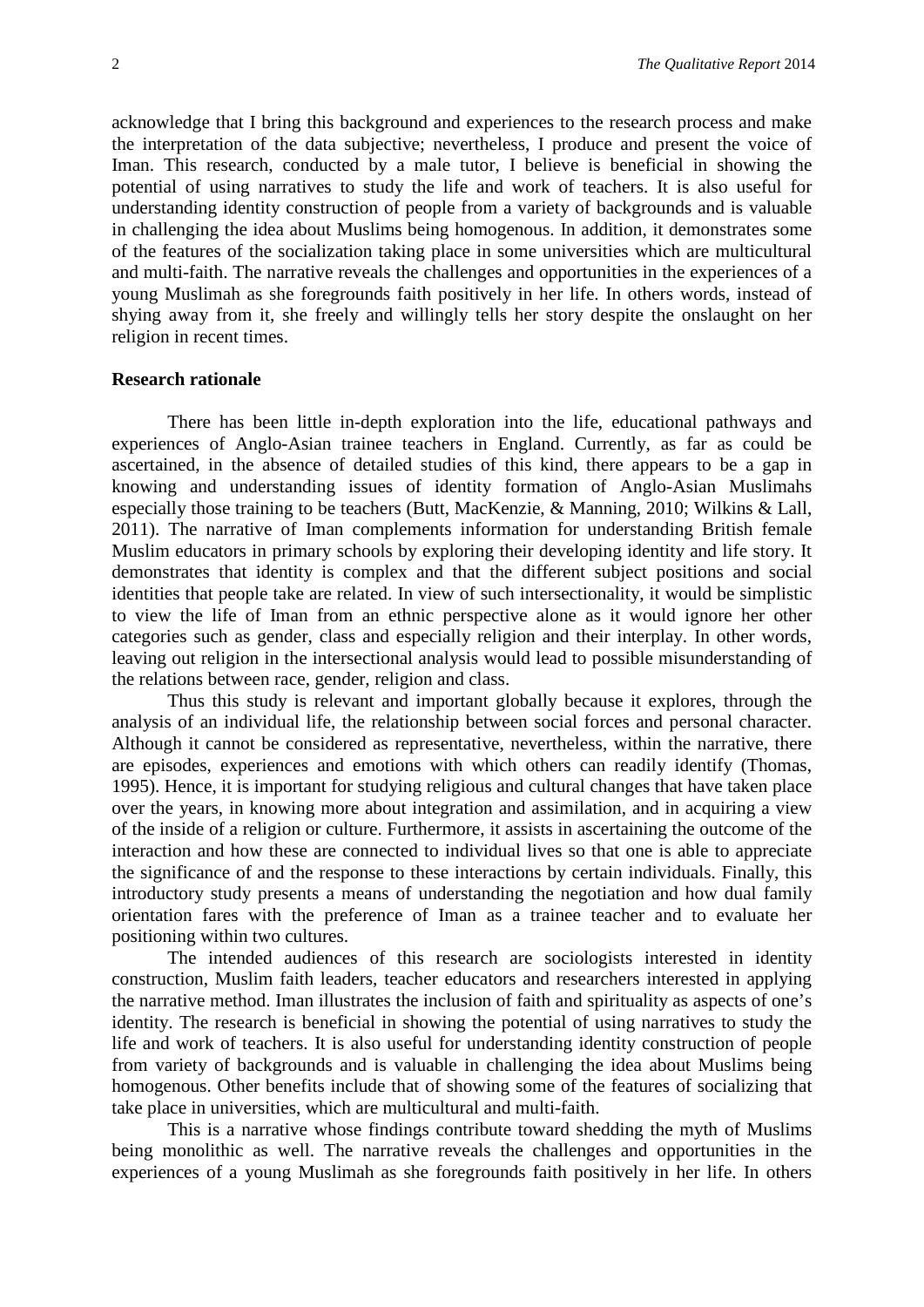acknowledge that I bring this background and experiences to the research process and make the interpretation of the data subjective; nevertheless, I produce and present the voice of Iman. This research, conducted by a male tutor, I believe is beneficial in showing the potential of using narratives to study the life and work of teachers. It is also useful for understanding identity construction of people from a variety of backgrounds and is valuable in challenging the idea about Muslims being homogenous. In addition, it demonstrates some of the features of the socialization taking place in some universities which are multicultural and multi-faith. The narrative reveals the challenges and opportunities in the experiences of a young Muslimah as she foregrounds faith positively in her life. In others words, instead of shying away from it, she freely and willingly tells her story despite the onslaught on her religion in recent times.

**Research rationale**

There has been little in-depth exploration into the life, educational pathways and experiences of Anglo-Asian trainee teachers in England. Currently, as far as could be ascertained, in the absence of detailed studies of this kind, there appears to be a gap in knowing and understanding issues of identity formation of Anglo-Asian Muslimahs especially those training to be teachers (Butt, MacKenzie, & Manning, 2010; Wilkins & Lall, 2011). The narrative of Iman complements information for understanding British female Muslim educators in primary schools by exploring their developing identity and life story. It demonstrates that identity is complex and that the different subject positions and social identities that people take are related. In view of such intersectionality, it would be simplistic to view the life of Iman from an ethnic perspective alone as it would ignore her other categories such as gender, class and especially religion and their interplay. In other words, leaving out religion in the intersectional analysis would lead to possible misunderstanding of the relations between race, gender, religion and class.

Thus this study is relevant and important globally because it explores, through the analysis of an individual life, the relationship between social forces and personal character. Although it cannot be considered as representative, nevertheless, within the narrative, there are episodes, experiences and emotions with which others can readily identify (Thomas, 1995). Hence, it is important for studying religious and cultural changes that have taken place over the years, in knowing more about integration and assimilation, and in acquiring a view of the inside of a religion or culture. Furthermore, it assists in ascertaining the outcome of the interaction and how these are connected to individual lives so that one is able to appreciate the significance of and the response to these interactions by certain individuals. Finally, this introductory study presents a means of understanding the negotiation and how dual family orientation fares with the preference of Iman as a trainee teacher and to evaluate her positioning within two cultures.

The intended audiences of this research are sociologists interested in identity construction, Muslim faith leaders, teacher educators and researchers interested in applying the narrative method. Iman illustrates the inclusion of faith and spirituality as aspects of one's identity. The research is beneficial in showing the potential of using narratives to study the life and work of teachers. It is also useful for understanding identity construction of people from variety of backgrounds and is valuable in challenging the idea about Muslims being homogenous. Other benefits include that of showing some of the features of socializing that take place in universities, which are multicultural and multi-faith.

This is a narrative whose findings contribute toward shedding the myth of Muslims being monolithic as well. The narrative reveals the challenges and opportunities in the experiences of a young Muslimah as she foregrounds faith positively in her life. In others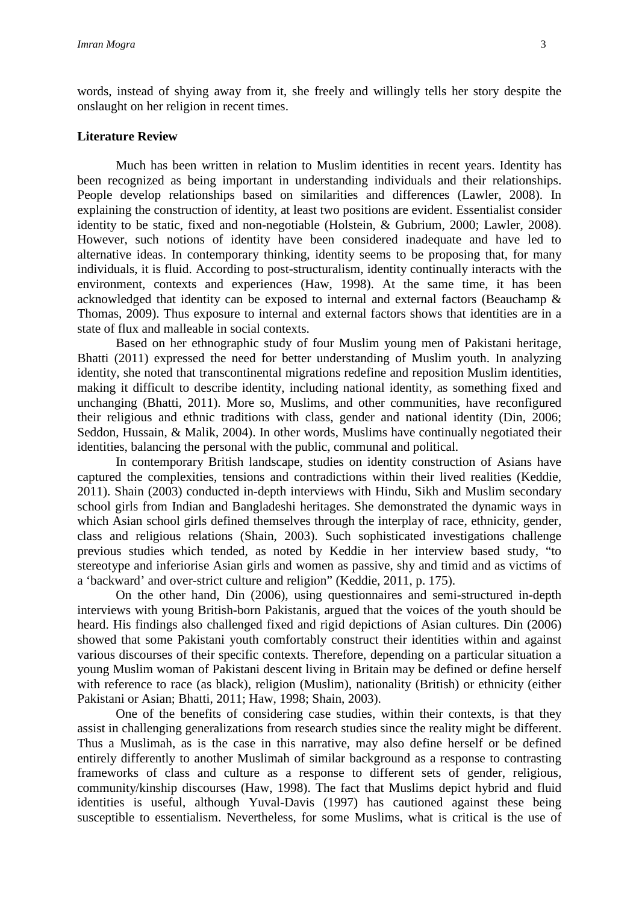words, instead of shying away from it, she freely and willingly tells her story despite the onslaught on her religion in recent times.

## Literature Review

Much has been written in relation to Muslim identities in recent years. Identity has been recognized as being important in understanding individuals and their relationships. People develop relationships based on similarities and differences (Lawler, 2008). In explaining the construction of identity, at least two positions are evident. Essentialist consider identity to be static, fixed and non-negotiable (Holstein, & Gubrium, 2000; Lawler, 2008). However, such notions of identity have been considered inadequate and have led to alternative ideas. In contemporary thinking, identity seems to be proposing that, for many individuals, it is fluid. According to post-structuralism, identity continually interacts with the environment, contexts and experiences (Haw, 1998). At the same time, it has been acknowledged that identity can be exposed to internal and external factors (Beauchamp & Thomas, 2009). Thus exposure to internal and external factors shows that identities are in a state of flux and malleable in social contexts.

Based on her ethnographic study of four Muslim young men of Pakistani heritage, Bhatti (2011) expressed the need for better understanding of Muslim youth. In analyzing identity, she noted that transcontinental migrations redefine and reposition Muslim identities, making it difficult to describe identity, including national identity, as something fixed and unchanging (Bhatti, 2011). More so, Muslims, and other communities, have reconfigured their religious and ethnic traditions with class, gender and national identity (Din, 2006; Seddon, Hussain, & Malik, 2004). In other words, Muslims have continually negotiated their identities, balancing the personal with the public, communal and political.

In contemporary British landscape, studies on identity construction of Asians have captured the complexities, tensions and contradictions within their lived realities (Keddie, 2011). Shain (2003) conducted in-depth interviews with Hindu, Sikh and Muslim secondary school girls from Indian and Bangladeshi heritages. She demonstrated the dynamic ways in which Asian school girls defined themselves through the interplay of race, ethnicity, gender, class and religious relations (Shain, 2003). Such sophisticated investigations challenge previous studies which tended, as noted by Keddie in her interview based study, "to stereotype and inferiorise Asian girls and women as passive, shy and timid and as victims of a 'backward' and over-strict culture and religion" (Keddie, 2011, p. 175).

On the other hand, Din (2006), using questionnaires and semi-structured in-depth interviews with young British-born Pakistanis, argued that the voices of the youth should be heard. His findings also challenged fixed and rigid depictions of Asian cultures. Din (2006) showed that some Pakistani youth comfortably construct their identities within and against various discourses of their specific contexts. Therefore, depending on a particular situation a young Muslim woman of Pakistani descent living in Britain may be defined or define herself with reference to race (as black), religion (Muslim), nationality (British) or ethnicity (either Pakistani or Asian; Bhatti, 2011; Haw, 1998; Shain, 2003).

One of the benefits of considering case studies, within their contexts, is that they assist in challenging generalizations from research studies since the reality might be different. Thus a Muslimah, as is the case in this narrative, may also define herself or be defined entirely differently to another Muslimah of similar background as a response to contrasting frameworks of class and culture as a response to different sets of gender, religious, community/kinship discourses (Haw, 1998). The fact that Muslims depict hybrid and fluid identities is useful, although Yuval-Davis (1997) has cautioned against these being susceptible to essentialism. Nevertheless, for some Muslims, what is critical is the use of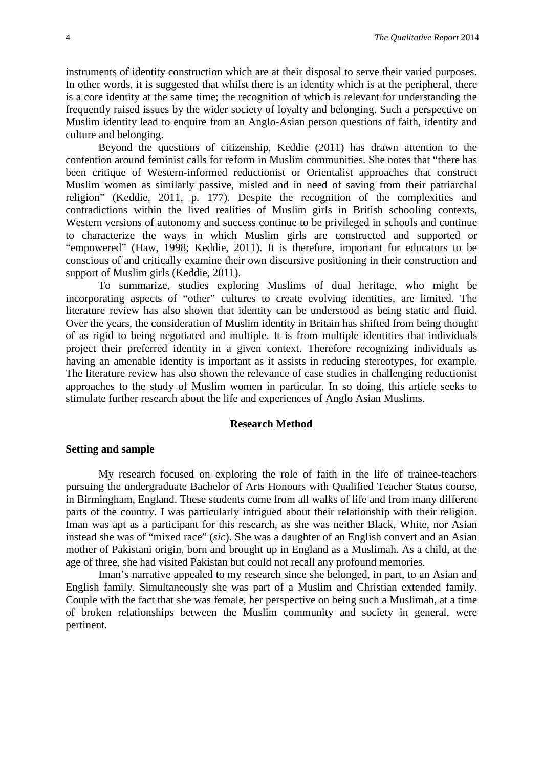instruments of identity construction which are at their disposal to serve their varied purposes. In other words, it is suggested that whilst there is an identity which is at the peripheral, there is a core identity at the same time; the recognition of which is relevant for understanding the frequently raised issues by the wider society of loyalty and belonging. Such a perspective on Muslim identity lead to enquire from an Anglo-Asian person questions of faith, identity and culture and belonging.

Beyond the questions of citizenship, Keddie (2011) has drawn attention to the contention around feminist calls for reform in Muslim communities. She notes that "there has been critique of Western-informed reductionist or Orientalist approaches that construct Muslim women as similarly passive, misled and in need of saving from their patriarchal religion" (Keddie, 2011, p. 177). Despite the recognition of the complexities and contradictions within the lived realities of Muslim girls in British schooling contexts, Western versions of autonomy and success continue to be privileged in schools and continue to characterize the ways in which Muslim girls are constructed and supported or "empowered" (Haw, 1998; Keddie, 2011). It is therefore, important for educators to be conscious of and critically examine their own discursive positioning in their construction and support of Muslim girls (Keddie, 2011).

To summarize, studies exploring Muslims of dual heritage, who might be incorporating aspects of "other" cultures to create evolving identities, are limited. The literature review has also shown that identity can be understood as being static and fluid. Over the years, the consideration of Muslim identity in Britain has shifted from being thought of as rigid to being negotiated and multiple. It is from multiple identities that individuals project their preferred identity in a given context. Therefore recognizing individuals as having an amenable identity is important as it assists in reducing stereotypes, for example. The literature review has also shown the relevance of case studies in challenging reductionist approaches to the study of Muslim women in particular. In so doing, this article seeks to stimulate further research about the life and experiences of Anglo Asian Muslims.

## Research Method

### Setting and sample

My research focused on exploring the role of faith in the life of trainee-teachers pursuing the undergraduate Bachelor of Arts Honours with Qualified Teacher Status course, in Birmingham, England. These students come from all walks of life and from many different parts of the country. I was particularly intrigued about their relationship with their religion. Iman was apt as a participant for this research, as she was neither Black, White, nor Asian instead she was of "mixed race" (*sic*). She was a daughter of an English convert and an Asian mother of Pakistani origin, born and brought up in England as a Muslimah. As a child, at the age of three, she had visited Pakistan but could not recall any profound memories.

Iman's narrative appealed to my research since she belonged, in part, to an Asian and English family. Simultaneously she was part of a Muslim and Christian extended family. Couple with the fact that she was female, her perspective on being such a Muslimah, at a time of broken relationships between the Muslim community and society in general, were pertinent.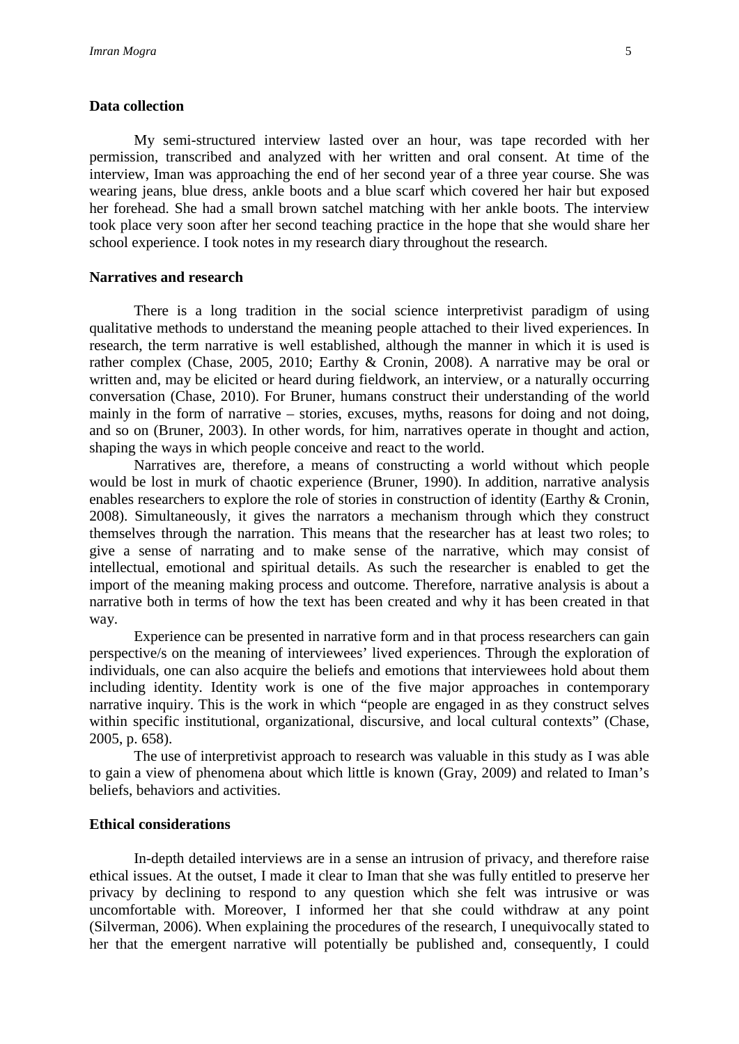## Data collection

My semi-structured interview lasted over an hour, was tape recorded with her permission, transcribed and analyzed with her written and oral consent. At time of the interview, Iman was approaching the end of her second year of a three year course. She was wearing jeans, blue dress, ankle boots and a blue scarf which covered her hair but exposed her forehead. She had a small brown satchel matching with her ankle boots. The interview took place very soon after her second teaching practice in the hope that she would share her school experience. I took notes in my research diary throughout the research.

## Narratives and research

There is a long tradition in the social science interpretivist paradigm of using qualitative methods to understand the meaning people attached to their lived experiences. In research, the term narrative is well established, although the manner in which it is used is rather complex (Chase, 2005, 2010; Earthy & Cronin, 2008). A narrative may be oral or written and, may be elicited or heard during fieldwork, an interview, or a naturally occurring conversation (Chase, 2010). For Bruner, humans construct their understanding of the world mainly in the form of narrative – stories, excuses, myths, reasons for doing and not doing, and so on (Bruner, 2003). In other words, for him, narratives operate in thought and action, shaping the ways in which people conceive and react to the world.

Narratives are, therefore, a means of constructing a world without which people would be lost in murk of chaotic experience (Bruner, 1990). In addition, narrative analysis enables researchers to explore the role of stories in construction of identity (Earthy & Cronin, 2008). Simultaneously, it gives the narrators a mechanism through which they construct themselves through the narration. This means that the researcher has at least two roles; to give a sense of narrating and to make sense of the narrative, which may consist of intellectual, emotional and spiritual details. As such the researcher is enabled to get the import of the meaning making process and outcome. Therefore, narrative analysis is about a narrative both in terms of how the text has been created and why it has been created in that way.

Experience can be presented in narrative form and in that process researchers can gain perspective/s on the meaning of interviewees' lived experiences. Through the exploration of individuals, one can also acquire the beliefs and emotions that interviewees hold about them including identity. Identity work is one of the five major approaches in contemporary narrative inquiry. This is the work in which "people are engaged in as they construct selves within specific institutional, organizational, discursive, and local cultural contexts" (Chase, 2005, p. 658).

The use of interpretivist approach to research was valuable in this study as I was able to gain a view of phenomena about which little is known (Gray, 2009) and related to Iman's beliefs, behaviors and activities.

## Ethical considerations

In-depth detailed interviews are in a sense an intrusion of privacy, and therefore raise ethical issues. At the outset, I made it clear to Iman that she was fully entitled to preserve her privacy by declining to respond to any question which she felt was intrusive or was uncomfortable with. Moreover, I informed her that she could withdraw at any point (Silverman, 2006). When explaining the procedures of the research, I unequivocally stated to her that the emergent narrative will potentially be published and, consequently, I could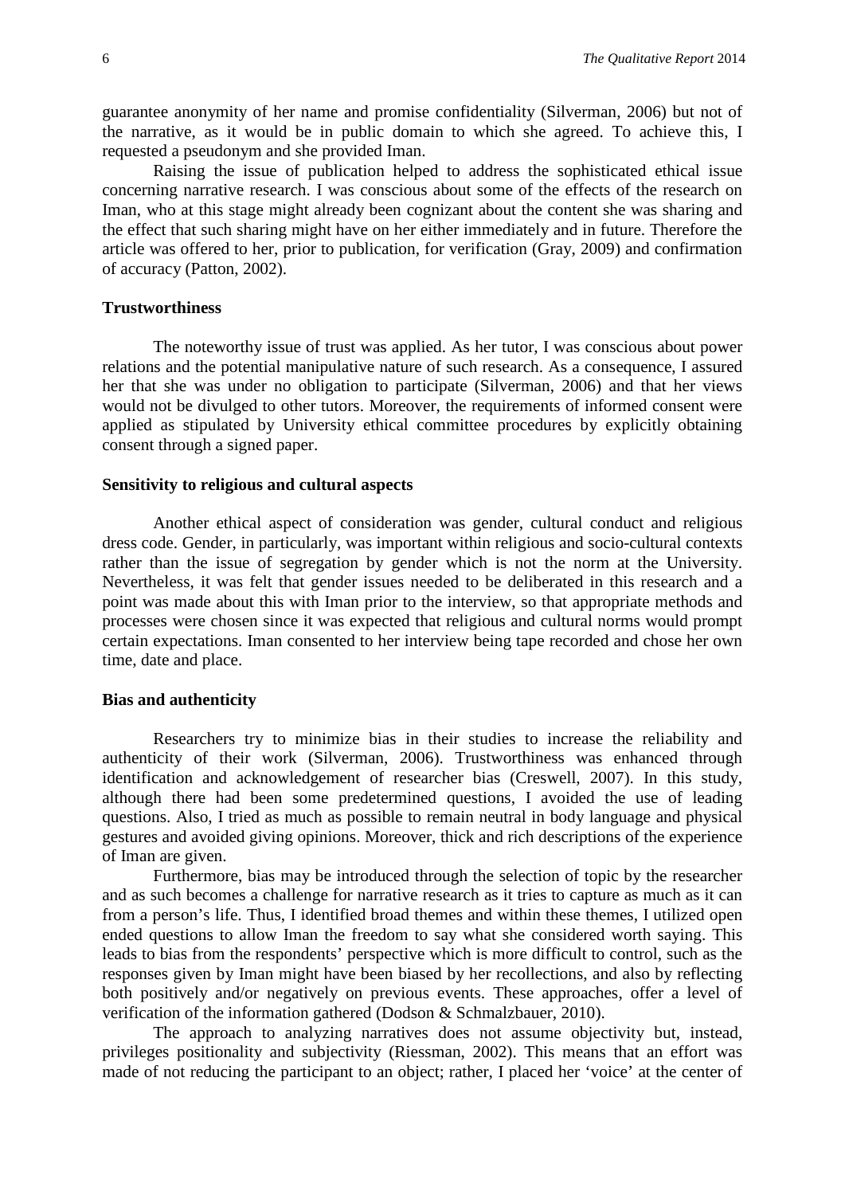guarantee anonymity of her name and promise confidentiality (Silverman, 2006) but not of the narrative, as it would be in public domain to which she agreed. To achieve this, I requested a pseudonym and she provided Iman.

Raising the issue of publication helped to address the sophisticated ethical issue concerning narrative research. I was conscious about some of the effects of the research on Iman, who at this stage might already been cognizant about the content she was sharing and the effect that such sharing might have on her either immediately and in future. Therefore the article was offered to her, prior to publication, for verification (Gray, 2009) and confirmation of accuracy (Patton, 2002).

### Trustworthiness

The noteworthy issue of trust was applied. As her tutor, I was conscious about power relations and the potential manipulative nature of such research. As a consequence, I assured her that she was under no obligation to participate (Silverman, 2006) and that her views would not be divulged to other tutors. Moreover, the requirements of informed consent were applied as stipulated by University ethical committee procedures by explicitly obtaining consent through a signed paper.

### Sensitivity to religious and cultural aspects

Another ethical aspect of consideration was gender, cultural conduct and religious dress code. Gender, in particularly, was important within religious and socio-cultural contexts rather than the issue of segregation by gender which is not the norm at the University. Nevertheless, it was felt that gender issues needed to be deliberated in this research and a point was made about this with Iman prior to the interview, so that appropriate methods and processes were chosen since it was expected that religious and cultural norms would prompt certain expectations. Iman consented to her interview being tape recorded and chose her own time, date and place.

### Bias and authenticity

Researchers try to minimize bias in their studies to increase the reliability and authenticity of their work (Silverman, 2006). Trustworthiness was enhanced through identification and acknowledgement of researcher bias (Creswell, 2007). In this study, although there had been some predetermined questions, I avoided the use of leading questions. Also, I tried as much as possible to remain neutral in body language and physical gestures and avoided giving opinions. Moreover, thick and rich descriptions of the experience of Iman are given.

Furthermore, bias may be introduced through the selection of topic by the researcher and as such becomes a challenge for narrative research as it tries to capture as much as it can from a person's life. Thus, I identified broad themes and within these themes, I utilized open ended questions to allow Iman the freedom to say what she considered worth saying. This leads to bias from the respondents' perspective which is more difficult to control, such as the responses given by Iman might have been biased by her recollections, and also by reflecting both positively and/or negatively on previous events. These approaches, offer a level of verification of the information gathered (Dodson & Schmalzbauer, 2010).

The approach to analyzing narratives does not assume objectivity but, instead, privileges positionality and subjectivity (Riessman, 2002). This means that an effort was made of not reducing the participant to an object; rather, I placed her 'voice' at the center of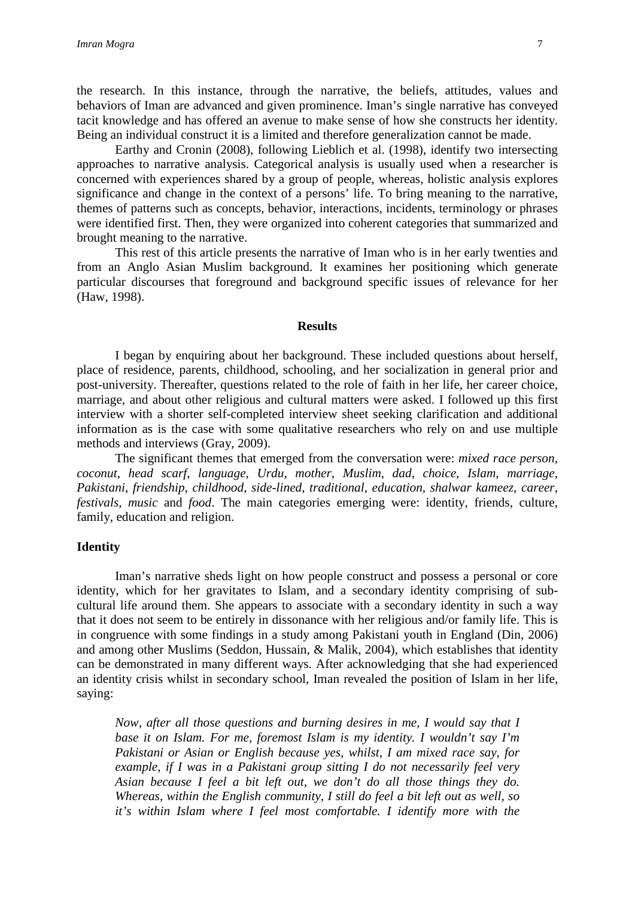the research. In this instance, through the narrative, the beliefs, attitudes, values and behaviors of Iman are advanced and given prominence. Iman's single narrative has conveyed tacit knowledge and has offered an avenue to make sense of how she constructs her identity. Being an individual construct it is a limited and therefore generalization cannot be made.

Earthy and Cronin (2008), following Lieblich et al. (1998), identify two intersecting approaches to narrative analysis. Categorical analysis is usually used when a researcher is concerned with experiences shared by a group of people, whereas, holistic analysis explores significance and change in the context of a persons' life. To bring meaning to the narrative, themes of patterns such as concepts, behavior, interactions, incidents, terminology or phrases were identified first. Then, they were organized into coherent categories that summarized and brought meaning to the narrative.

This rest of this article presents the narrative of Iman who is in her early twenties and from an Anglo Asian Muslim background. It examines her positioning which generate particular discourses that foreground and background specific issues of relevance for her (Haw, 1998).

## Results

I began by enquiring about her background. These included questions about herself, place of residence, parents, childhood, schooling, and her socialization in general prior and post-university. Thereafter, questions related to the role of faith in her life, her career choice, marriage, and about other religious and cultural matters were asked. I followed up this first interview with a shorter self-completed interview sheet seeking clarification and additional information as is the case with some qualitative researchers who rely on and use multiple methods and interviews (Gray, 2009).

The significant themes that emerged from the conversation were: *mixed race person*, *coconut*, *head scarf*, *language*, *Urdu*, *mother*, *Muslim*, *dad*, *choice*, *Islam*, *marriage*, *Pakistani*, *friendship*, *childhood*, *side-lined*, *traditional*, *education*, *shalwar kameez*, *career*, *festivals*, *music* and *food*. The main categories emerging were: identity, friends, culture, family, education and religion.

### Identity

Iman's narrative sheds light on how people construct and possess a personal or core identity, which for her gravitates to Islam, and a secondary identity comprising of sub-cultural life around them. She appears to associate with a secondary identity in such a way that it does not seem to be entirely in dissonance with her religious and/or family life. This is in congruence with some findings in a study among Pakistani youth in England (Din, 2006) and among other Muslims (Seddon, Hussain, & Malik, 2004), which establishes that identity can be demonstrated in many different ways. After acknowledging that she had experienced an identity crisis whilst in secondary school, Iman revealed the position of Islam in her life, saying:

> *Now, after all those questions and burning desires in me, I would say that I base it on Islam. For me, foremost Islam is my identity. I wouldn't say I'm Pakistani or Asian or English because yes, whilst, I am mixed race say, for example, if I was in a Pakistani group sitting I do not necessarily feel very Asian because I feel a bit left out, we don't do all those things they do. Whereas, within the English community, I still do feel a bit left out as well, so it's within Islam where I feel most comfortable. I identify more with the*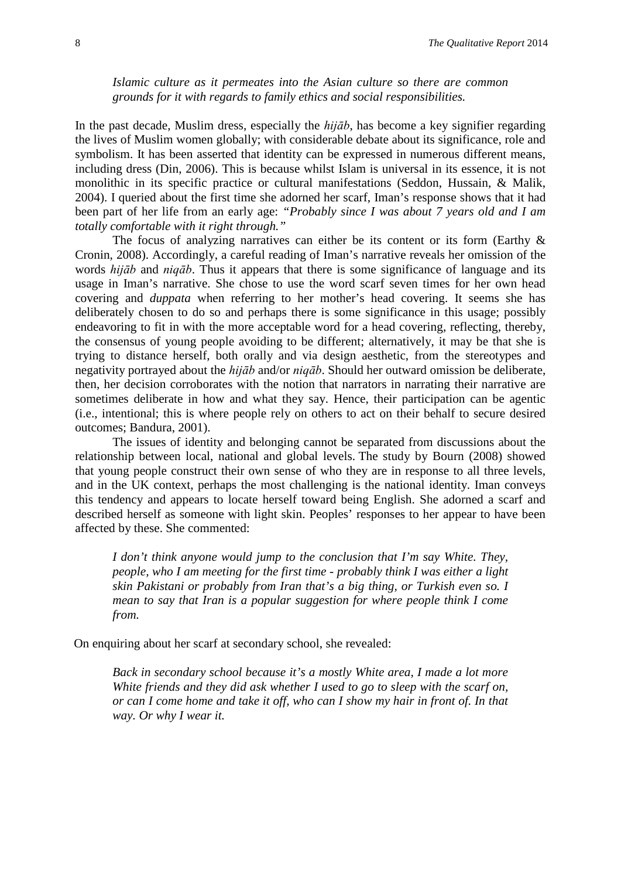*Islamic culture as it permeates into the Asian culture so there are common grounds for it with regards to family ethics and social responsibilities.*

In the past decade, Muslim dress, especially the *hijāb*, has become a key signifier regarding the lives of Muslim women globally; with considerable debate about its significance, role and symbolism. It has been asserted that identity can be expressed in numerous different means, including dress (Din, 2006). This is because whilst Islam is universal in its essence, it is not monolithic in its specific practice or cultural manifestations (Seddon, Hussain, & Malik, 2004). I queried about the first time she adorned her scarf, Iman's response shows that it had been part of her life from an early age: *"Probably since I was about 7 years old and I am totally comfortable with it right through."*

The focus of analyzing narratives can either be its content or its form (Earthy & Cronin, 2008). Accordingly, a careful reading of Iman's narrative reveals her omission of the words *hijāb* and *niqāb*. Thus it appears that there is some significance of language and its usage in Iman's narrative. She chose to use the word scarf seven times for her own head covering and *duppata* when referring to her mother's head covering. It seems she has deliberately chosen to do so and perhaps there is some significance in this usage; possibly endeavoring to fit in with the more acceptable word for a head covering, reflecting, thereby, the consensus of young people avoiding to be different; alternatively, it may be that she is trying to distance herself, both orally and via design aesthetic, from the stereotypes and negativity portrayed about the *hijāb* and/or *niqāb*. Should her outward omission be deliberate, then, her decision corroborates with the notion that narrators in narrating their narrative are sometimes deliberate in how and what they say. Hence, their participation can be agentic (i.e., intentional; this is where people rely on others to act on their behalf to secure desired outcomes; Bandura, 2001).

The issues of identity and belonging cannot be separated from discussions about the relationship between local, national and global levels. The study by Bourn (2008) showed that young people construct their own sense of who they are in response to all three levels, and in the UK context, perhaps the most challenging is the national identity. Iman conveys this tendency and appears to locate herself toward being English. She adorned a scarf and described herself as someone with light skin. Peoples' responses to her appear to have been affected by these. She commented:

*I don't think anyone would jump to the conclusion that I'm say White. They, people, who I am meeting for the first time - probably think I was either a light skin Pakistani or probably from Iran that's a big thing, or Turkish even so. I mean to say that Iran is a popular suggestion for where people think I come from.*

On enquiring about her scarf at secondary school, she revealed:

*Back in secondary school because it's a mostly White area, I made a lot more White friends and they did ask whether I used to go to sleep with the scarf on, or can I come home and take it off, who can I show my hair in front of. In that way. Or why I wear it.*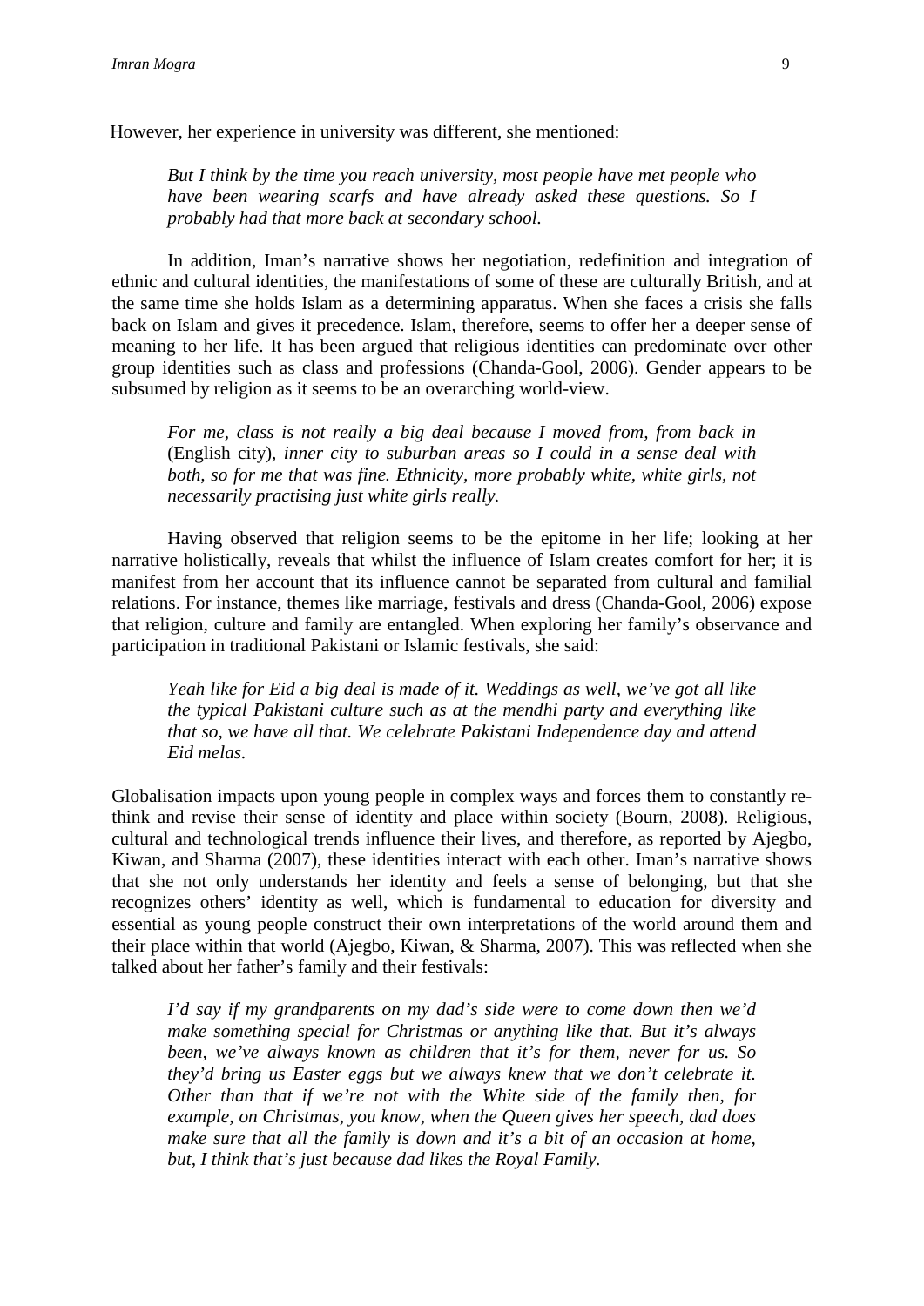However, her experience in university was different, she mentioned:

> *But I think by the time you reach university, most people have met people who have been wearing scarfs and have already asked these questions. So I probably had that more back at secondary school.*

In addition, Iman's narrative shows her negotiation, redefinition and integration of ethnic and cultural identities, the manifestations of some of these are culturally British, and at the same time she holds Islam as a determining apparatus. When she faces a crisis she falls back on Islam and gives it precedence. Islam, therefore, seems to offer her a deeper sense of meaning to her life. It has been argued that religious identities can predominate over other group identities such as class and professions (Chanda-Gool, 2006). Gender appears to be subsumed by religion as it seems to be an overarching world-view.

> *For me, class is not really a big deal because I moved from, from back in* (English city), *inner city to suburban areas so I could in a sense deal with both, so for me that was fine. Ethnicity, more probably white, white girls, not necessarily practising just white girls really.*

Having observed that religion seems to be the epitome in her life; looking at her narrative holistically, reveals that whilst the influence of Islam creates comfort for her; it is manifest from her account that its influence cannot be separated from cultural and familial relations. For instance, themes like marriage, festivals and dress (Chanda-Gool, 2006) expose that religion, culture and family are entangled. When exploring her family's observance and participation in traditional Pakistani or Islamic festivals, she said:

> *Yeah like for Eid a big deal is made of it. Weddings as well, we've got all like the typical Pakistani culture such as at the mendhi party and everything like that so, we have all that. We celebrate Pakistani Independence day and attend Eid melas.*

Globalisation impacts upon young people in complex ways and forces them to constantly re-think and revise their sense of identity and place within society (Bourn, 2008). Religious, cultural and technological trends influence their lives, and therefore, as reported by Ajegbo, Kiwan, and Sharma (2007), these identities interact with each other. Iman's narrative shows that she not only understands her identity and feels a sense of belonging, but that she recognizes others' identity as well, which is fundamental to education for diversity and essential as young people construct their own interpretations of the world around them and their place within that world (Ajegbo, Kiwan, & Sharma, 2007). This was reflected when she talked about her father's family and their festivals:

> *I'd say if my grandparents on my dad's side were to come down then we'd make something special for Christmas or anything like that. But it's always been, we've always known as children that it's for them, never for us. So they'd bring us Easter eggs but we always knew that we don't celebrate it. Other than that if we're not with the White side of the family then, for example, on Christmas, you know, when the Queen gives her speech, dad does make sure that all the family is down and it's a bit of an occasion at home, but, I think that's just because dad likes the Royal Family.*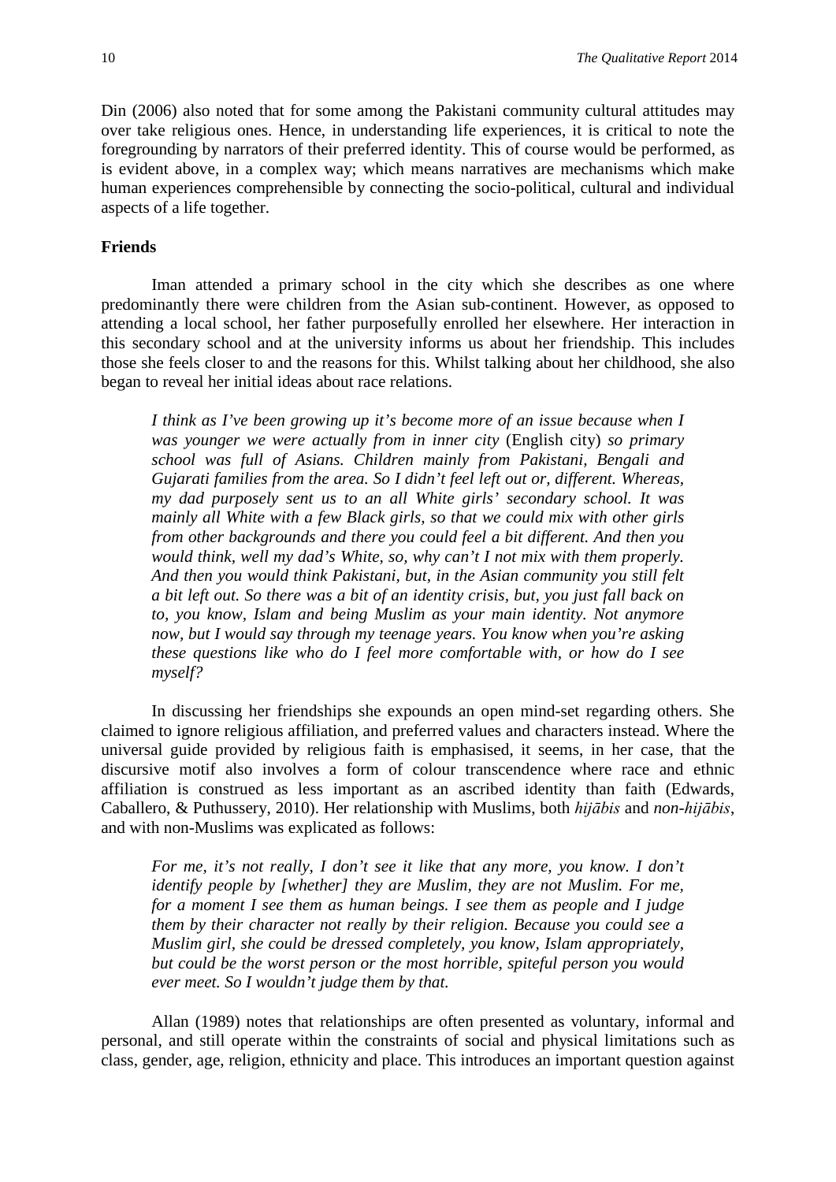Din (2006) also noted that for some among the Pakistani community cultural attitudes may over take religious ones. Hence, in understanding life experiences, it is critical to note the foregrounding by narrators of their preferred identity. This of course would be performed, as is evident above, in a complex way; which means narratives are mechanisms which make human experiences comprehensible by connecting the socio-political, cultural and individual aspects of a life together.

**Friends**

Iman attended a primary school in the city which she describes as one where predominantly there were children from the Asian sub-continent. However, as opposed to attending a local school, her father purposefully enrolled her elsewhere. Her interaction in this secondary school and at the university informs us about her friendship. This includes those she feels closer to and the reasons for this. Whilst talking about her childhood, she also began to reveal her initial ideas about race relations.

> *I think as I've been growing up it's become more of an issue because when I was younger we were actually from in inner city* (English city) *so primary school was full of Asians. Children mainly from Pakistani, Bengali and Gujarati families from the area. So I didn't feel left out or, different. Whereas, my dad purposely sent us to an all White girls' secondary school. It was mainly all White with a few Black girls, so that we could mix with other girls from other backgrounds and there you could feel a bit different. And then you would think, well my dad's White, so, why can't I not mix with them properly. And then you would think Pakistani, but, in the Asian community you still felt a bit left out. So there was a bit of an identity crisis, but, you just fall back on to, you know, Islam and being Muslim as your main identity. Not anymore now, but I would say through my teenage years. You know when you're asking these questions like who do I feel more comfortable with, or how do I see myself?*

In discussing her friendships she expounds an open mind-set regarding others. She claimed to ignore religious affiliation, and preferred values and characters instead. Where the universal guide provided by religious faith is emphasised, it seems, in her case, that the discursive motif also involves a form of colour transcendence where race and ethnic affiliation is construed as less important as an ascribed identity than faith (Edwards, Caballero, & Puthussery, 2010). Her relationship with Muslims, both *hijābis* and *non-hijābis*, and with non-Muslims was explicated as follows:

> *For me, it's not really, I don't see it like that any more, you know. I don't identify people by [whether] they are Muslim, they are not Muslim. For me, for a moment I see them as human beings. I see them as people and I judge them by their character not really by their religion. Because you could see a Muslim girl, she could be dressed completely, you know, Islam appropriately, but could be the worst person or the most horrible, spiteful person you would ever meet. So I wouldn't judge them by that.*

Allan (1989) notes that relationships are often presented as voluntary, informal and personal, and still operate within the constraints of social and physical limitations such as class, gender, age, religion, ethnicity and place. This introduces an important question against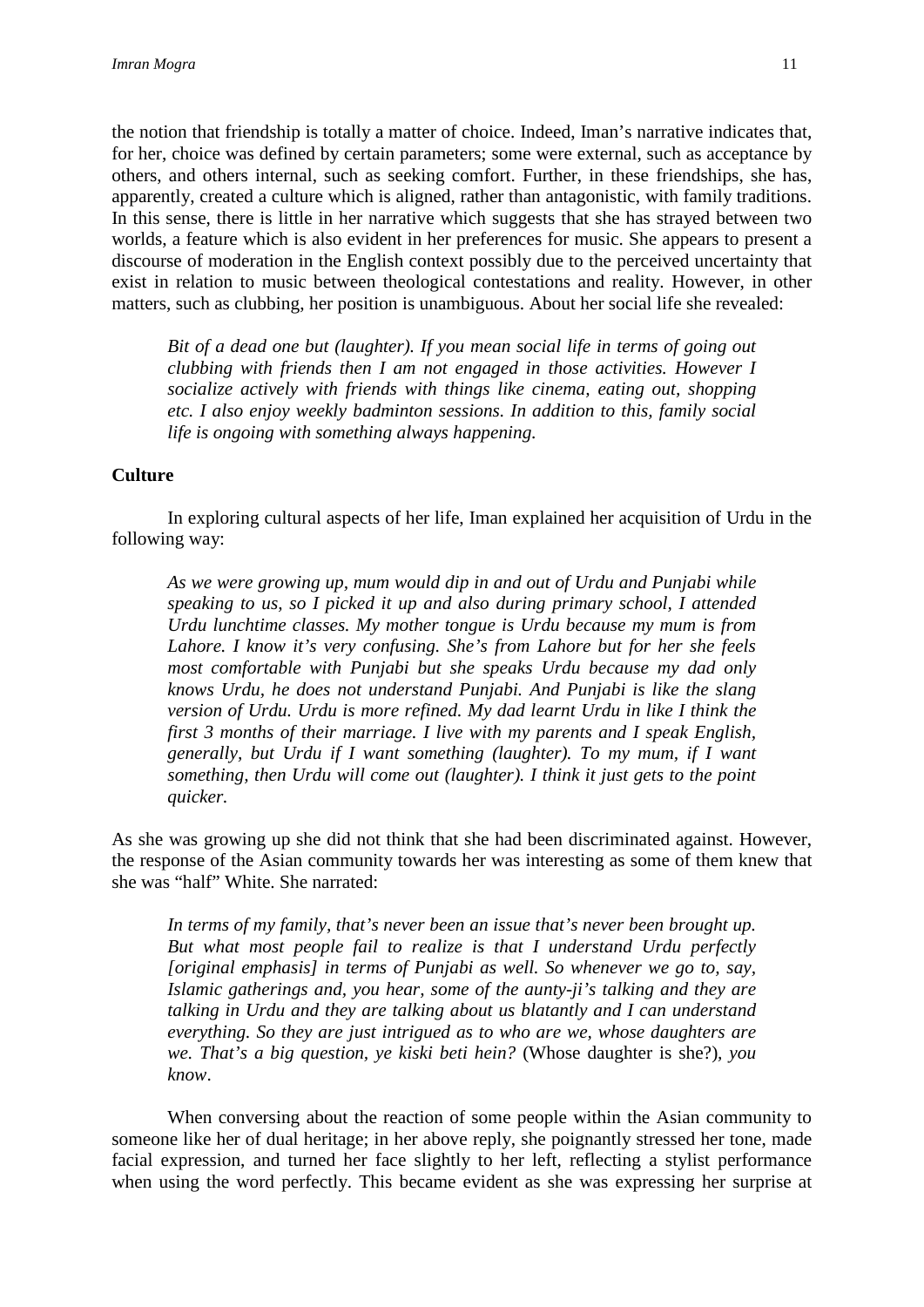the notion that friendship is totally a matter of choice. Indeed, Iman's narrative indicates that, for her, choice was defined by certain parameters; some were external, such as acceptance by others, and others internal, such as seeking comfort. Further, in these friendships, she has, apparently, created a culture which is aligned, rather than antagonistic, with family traditions. In this sense, there is little in her narrative which suggests that she has strayed between two worlds, a feature which is also evident in her preferences for music. She appears to present a discourse of moderation in the English context possibly due to the perceived uncertainty that exist in relation to music between theological contestations and reality. However, in other matters, such as clubbing, her position is unambiguous. About her social life she revealed:

> *Bit of a dead one but (laughter). If you mean social life in terms of going out clubbing with friends then I am not engaged in those activities. However I socialize actively with friends with things like cinema, eating out, shopping etc. I also enjoy weekly badminton sessions. In addition to this, family social life is ongoing with something always happening.*

**Culture**

In exploring cultural aspects of her life, Iman explained her acquisition of Urdu in the following way:

> *As we were growing up, mum would dip in and out of Urdu and Punjabi while speaking to us, so I picked it up and also during primary school, I attended Urdu lunchtime classes. My mother tongue is Urdu because my mum is from Lahore. I know it's very confusing. She's from Lahore but for her she feels most comfortable with Punjabi but she speaks Urdu because my dad only knows Urdu, he does not understand Punjabi. And Punjabi is like the slang version of Urdu. Urdu is more refined. My dad learnt Urdu in like I think the first 3 months of their marriage. I live with my parents and I speak English, generally, but Urdu if I want something (laughter). To my mum, if I want something, then Urdu will come out (laughter). I think it just gets to the point quicker.*

As she was growing up she did not think that she had been discriminated against. However, the response of the Asian community towards her was interesting as some of them knew that she was "half" White. She narrated:

> *In terms of my family, that's never been an issue that's never been brought up. But what most people fail to realize is that I understand Urdu perfectly [original emphasis] in terms of Punjabi as well. So whenever we go to, say, Islamic gatherings and, you hear, some of the aunty-ji's talking and they are talking in Urdu and they are talking about us blatantly and I can understand everything. So they are just intrigued as to who are we, whose daughters are we. That's a big question, ye kiski beti hein?* (Whose daughter is she?)*, you know*.

When conversing about the reaction of some people within the Asian community to someone like her of dual heritage; in her above reply, she poignantly stressed her tone, made facial expression, and turned her face slightly to her left, reflecting a stylist performance when using the word perfectly. This became evident as she was expressing her surprise at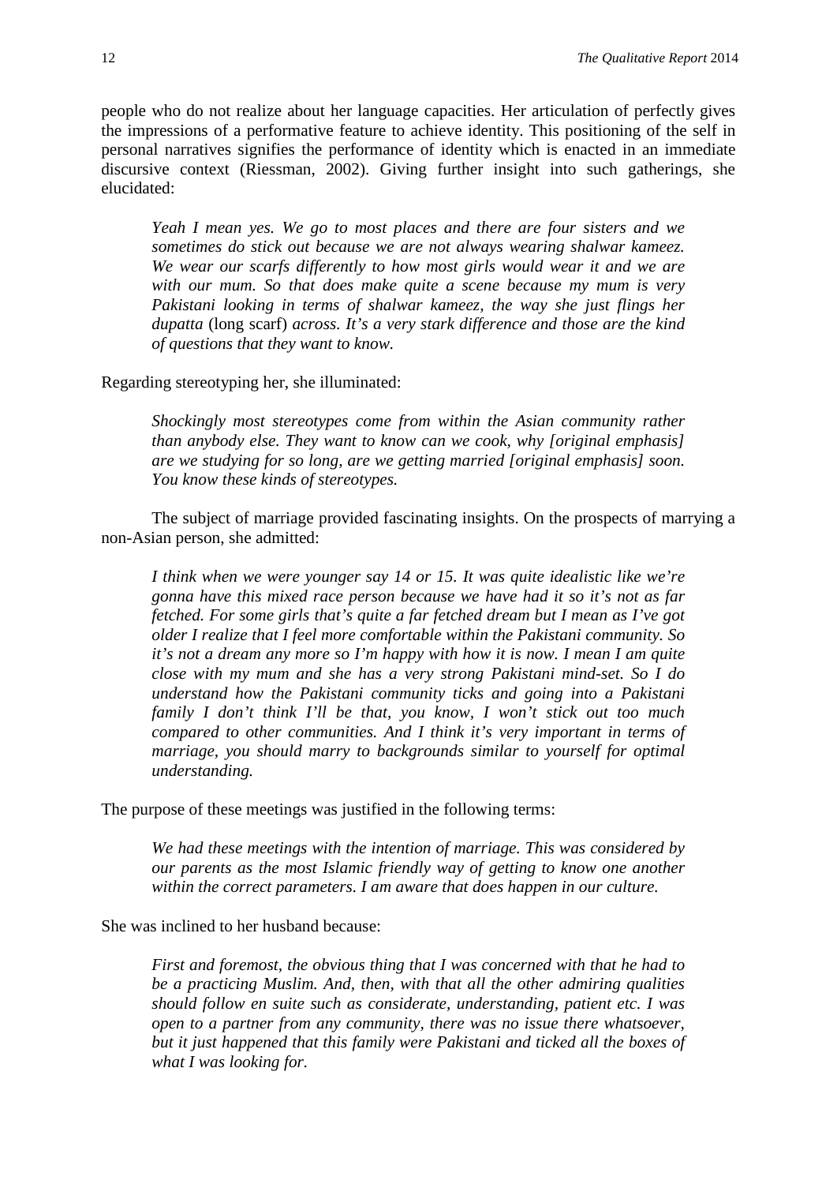people who do not realize about her language capacities. Her articulation of perfectly gives the impressions of a performative feature to achieve identity. This positioning of the self in personal narratives signifies the performance of identity which is enacted in an immediate discursive context (Riessman, 2002). Giving further insight into such gatherings, she elucidated:

> *Yeah I mean yes. We go to most places and there are four sisters and we sometimes do stick out because we are not always wearing shalwar kameez. We wear our scarfs differently to how most girls would wear it and we are with our mum. So that does make quite a scene because my mum is very Pakistani looking in terms of shalwar kameez, the way she just flings her dupatta* (long scarf) *across. It's a very stark difference and those are the kind of questions that they want to know.*

Regarding stereotyping her, she illuminated:

> *Shockingly most stereotypes come from within the Asian community rather than anybody else. They want to know can we cook, why [original emphasis] are we studying for so long, are we getting married [original emphasis] soon. You know these kinds of stereotypes.*

The subject of marriage provided fascinating insights. On the prospects of marrying a non-Asian person, she admitted:

> *I think when we were younger say 14 or 15. It was quite idealistic like we're gonna have this mixed race person because we have had it so it's not as far fetched. For some girls that's quite a far fetched dream but I mean as I've got older I realize that I feel more comfortable within the Pakistani community. So it's not a dream any more so I'm happy with how it is now. I mean I am quite close with my mum and she has a very strong Pakistani mind-set. So I do understand how the Pakistani community ticks and going into a Pakistani family I don't think I'll be that, you know, I won't stick out too much compared to other communities. And I think it's very important in terms of marriage, you should marry to backgrounds similar to yourself for optimal understanding.*

The purpose of these meetings was justified in the following terms:

> *We had these meetings with the intention of marriage. This was considered by our parents as the most Islamic friendly way of getting to know one another within the correct parameters. I am aware that does happen in our culture.*

She was inclined to her husband because:

> *First and foremost, the obvious thing that I was concerned with that he had to be a practicing Muslim. And, then, with that all the other admiring qualities should follow en suite such as considerate, understanding, patient etc. I was open to a partner from any community, there was no issue there whatsoever, but it just happened that this family were Pakistani and ticked all the boxes of what I was looking for.*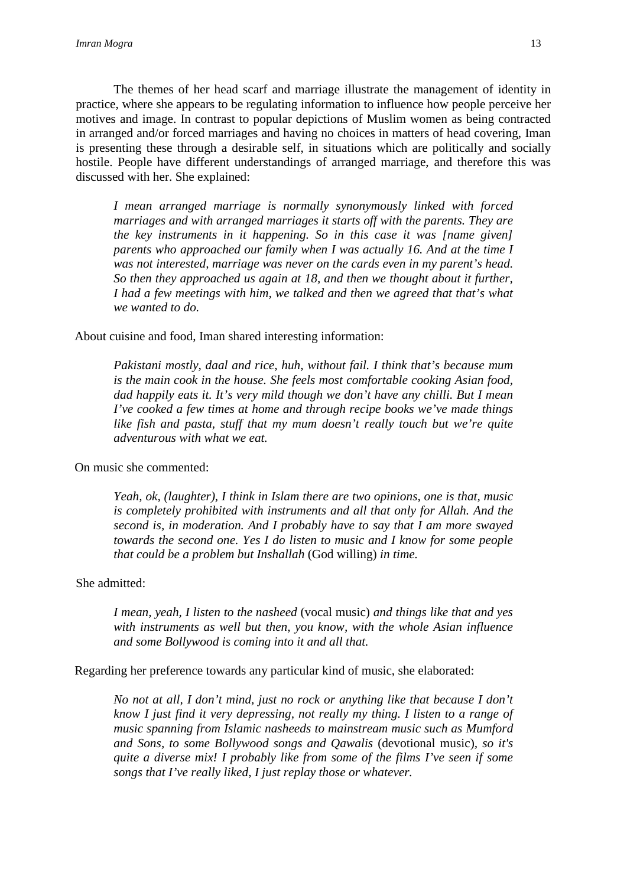The themes of her head scarf and marriage illustrate the management of identity in practice, where she appears to be regulating information to influence how people perceive her motives and image. In contrast to popular depictions of Muslim women as being contracted in arranged and/or forced marriages and having no choices in matters of head covering, Iman is presenting these through a desirable self, in situations which are politically and socially hostile. People have different understandings of arranged marriage, and therefore this was discussed with her. She explained:

> *I mean arranged marriage is normally synonymously linked with forced marriages and with arranged marriages it starts off with the parents. They are the key instruments in it happening. So in this case it was [name given] parents who approached our family when I was actually 16. And at the time I was not interested, marriage was never on the cards even in my parent's head. So then they approached us again at 18, and then we thought about it further, I had a few meetings with him, we talked and then we agreed that that's what we wanted to do.*

About cuisine and food, Iman shared interesting information:

> *Pakistani mostly, daal and rice, huh, without fail. I think that's because mum is the main cook in the house. She feels most comfortable cooking Asian food, dad happily eats it. It's very mild though we don't have any chilli. But I mean I've cooked a few times at home and through recipe books we've made things like fish and pasta, stuff that my mum doesn't really touch but we're quite adventurous with what we eat.*

On music she commented:

> *Yeah, ok, (laughter), I think in Islam there are two opinions, one is that, music is completely prohibited with instruments and all that only for Allah. And the second is, in moderation. And I probably have to say that I am more swayed towards the second one. Yes I do listen to music and I know for some people that could be a problem but Inshallah* (God willing) *in time.*

She admitted:

> *I mean, yeah, I listen to the nasheed* (vocal music) *and things like that and yes with instruments as well but then, you know, with the whole Asian influence and some Bollywood is coming into it and all that.*

Regarding her preference towards any particular kind of music, she elaborated:

> *No not at all, I don't mind, just no rock or anything like that because I don't know I just find it very depressing, not really my thing. I listen to a range of music spanning from Islamic nasheeds to mainstream music such as Mumford and Sons, to some Bollywood songs and Qawalis* (devotional music), *so it's quite a diverse mix! I probably like from some of the films I've seen if some songs that I've really liked, I just replay those or whatever.*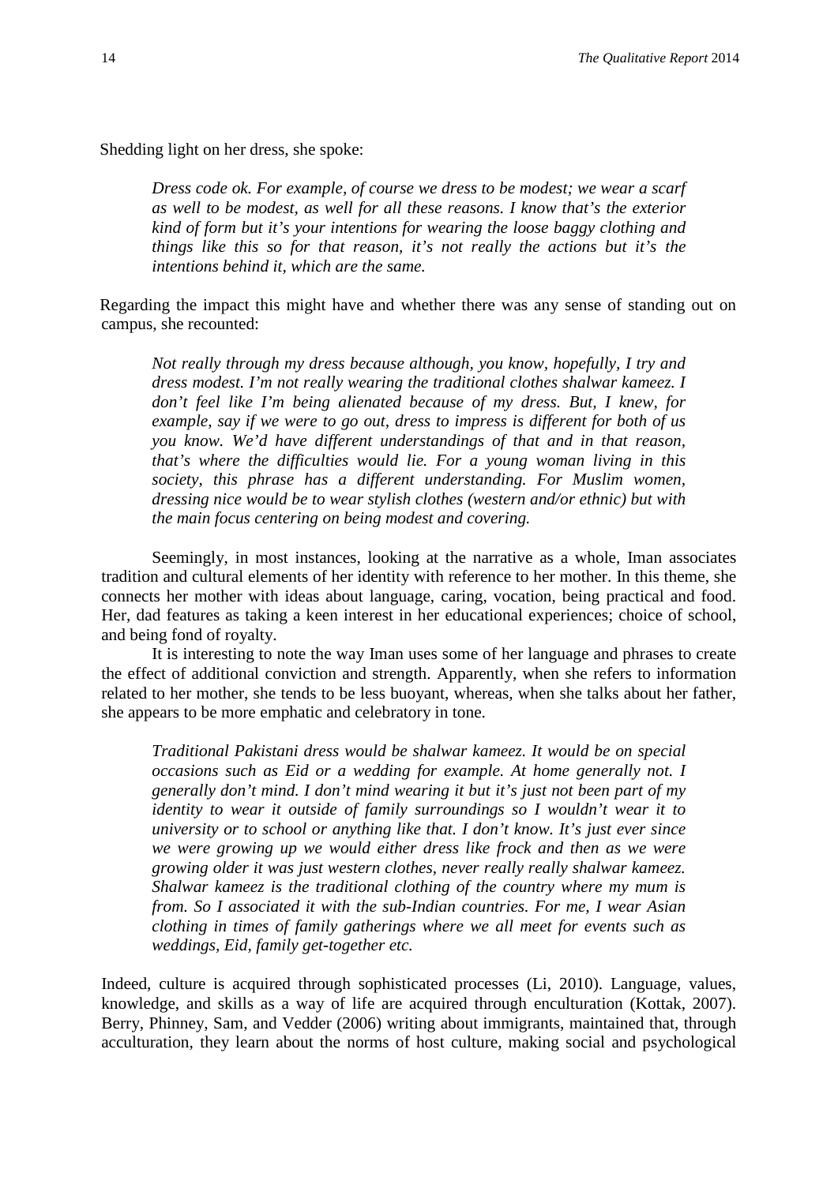Shedding light on her dress, she spoke:

> *Dress code ok. For example, of course we dress to be modest; we wear a scarf as well to be modest, as well for all these reasons. I know that's the exterior kind of form but it's your intentions for wearing the loose baggy clothing and things like this so for that reason, it's not really the actions but it's the intentions behind it, which are the same.*

Regarding the impact this might have and whether there was any sense of standing out on campus, she recounted:

> *Not really through my dress because although, you know, hopefully, I try and dress modest. I'm not really wearing the traditional clothes shalwar kameez. I don't feel like I'm being alienated because of my dress. But, I knew, for example, say if we were to go out, dress to impress is different for both of us you know. We'd have different understandings of that and in that reason, that's where the difficulties would lie. For a young woman living in this society, this phrase has a different understanding. For Muslim women, dressing nice would be to wear stylish clothes (western and/or ethnic) but with the main focus centering on being modest and covering.*

Seemingly, in most instances, looking at the narrative as a whole, Iman associates tradition and cultural elements of her identity with reference to her mother. In this theme, she connects her mother with ideas about language, caring, vocation, being practical and food. Her, dad features as taking a keen interest in her educational experiences; choice of school, and being fond of royalty.

It is interesting to note the way Iman uses some of her language and phrases to create the effect of additional conviction and strength. Apparently, when she refers to information related to her mother, she tends to be less buoyant, whereas, when she talks about her father, she appears to be more emphatic and celebratory in tone.

> *Traditional Pakistani dress would be shalwar kameez. It would be on special occasions such as Eid or a wedding for example. At home generally not. I generally don't mind. I don't mind wearing it but it's just not been part of my identity to wear it outside of family surroundings so I wouldn't wear it to university or to school or anything like that. I don't know. It's just ever since we were growing up we would either dress like frock and then as we were growing older it was just western clothes, never really really shalwar kameez. Shalwar kameez is the traditional clothing of the country where my mum is from. So I associated it with the sub-Indian countries. For me, I wear Asian clothing in times of family gatherings where we all meet for events such as weddings, Eid, family get-together etc.*

Indeed, culture is acquired through sophisticated processes (Li, 2010). Language, values, knowledge, and skills as a way of life are acquired through enculturation (Kottak, 2007). Berry, Phinney, Sam, and Vedder (2006) writing about immigrants, maintained that, through acculturation, they learn about the norms of host culture, making social and psychological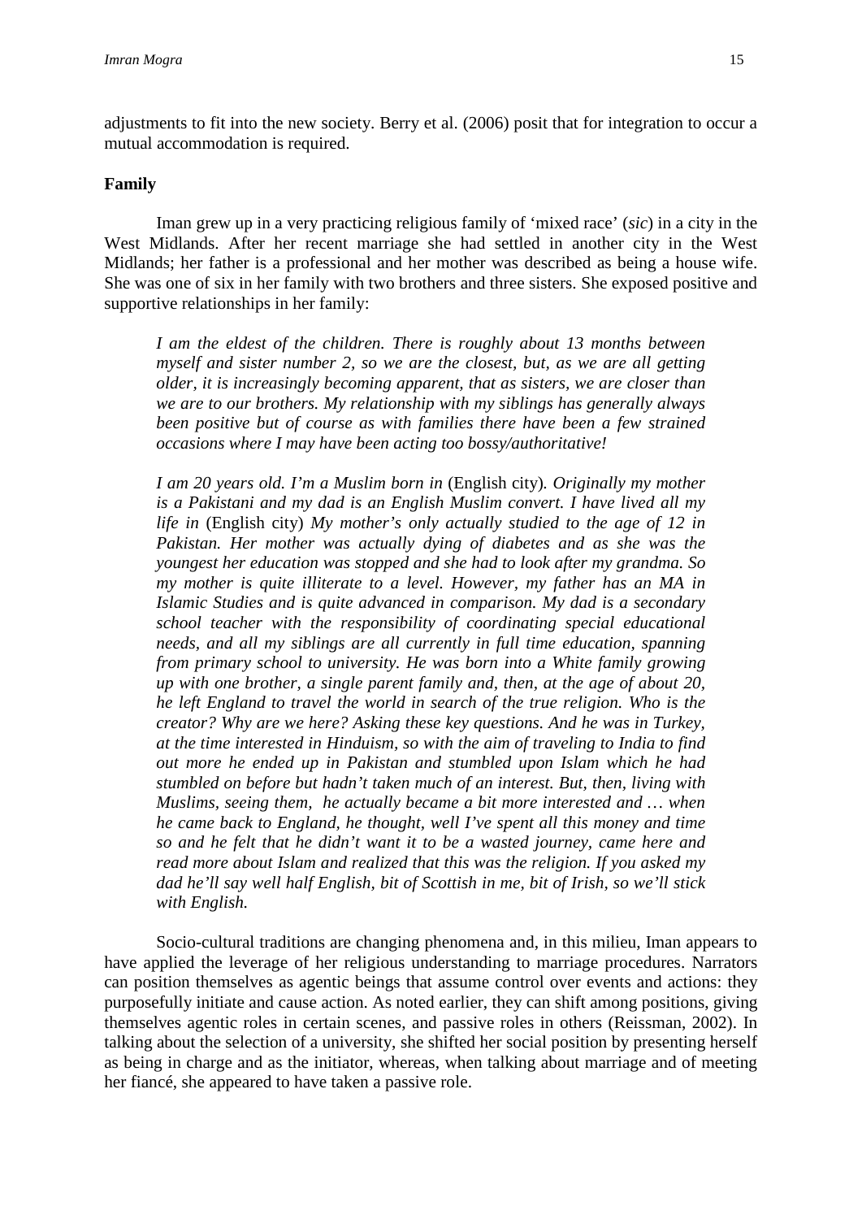adjustments to fit into the new society. Berry et al. (2006) posit that for integration to occur a mutual accommodation is required.

**Family**

Iman grew up in a very practicing religious family of 'mixed race' (*sic*) in a city in the West Midlands. After her recent marriage she had settled in another city in the West Midlands; her father is a professional and her mother was described as being a house wife. She was one of six in her family with two brothers and three sisters. She exposed positive and supportive relationships in her family:

> *I am the eldest of the children. There is roughly about 13 months between myself and sister number 2, so we are the closest, but, as we are all getting older, it is increasingly becoming apparent, that as sisters, we are closer than we are to our brothers. My relationship with my siblings has generally always been positive but of course as with families there have been a few strained occasions where I may have been acting too bossy/authoritative!*
>
> *I am 20 years old. I'm a Muslim born in* (English city)*. Originally my mother is a Pakistani and my dad is an English Muslim convert. I have lived all my life in* (English city) *My mother's only actually studied to the age of 12 in Pakistan. Her mother was actually dying of diabetes and as she was the youngest her education was stopped and she had to look after my grandma. So my mother is quite illiterate to a level. However, my father has an MA in Islamic Studies and is quite advanced in comparison. My dad is a secondary school teacher with the responsibility of coordinating special educational needs, and all my siblings are all currently in full time education, spanning from primary school to university. He was born into a White family growing up with one brother, a single parent family and, then, at the age of about 20, he left England to travel the world in search of the true religion. Who is the creator? Why are we here? Asking these key questions. And he was in Turkey, at the time interested in Hinduism, so with the aim of traveling to India to find out more he ended up in Pakistan and stumbled upon Islam which he had stumbled on before but hadn't taken much of an interest. But, then, living with Muslims, seeing them, he actually became a bit more interested and … when he came back to England, he thought, well I've spent all this money and time so and he felt that he didn't want it to be a wasted journey, came here and read more about Islam and realized that this was the religion. If you asked my dad he'll say well half English, bit of Scottish in me, bit of Irish, so we'll stick with English.*

Socio-cultural traditions are changing phenomena and, in this milieu, Iman appears to have applied the leverage of her religious understanding to marriage procedures. Narrators can position themselves as agentic beings that assume control over events and actions: they purposefully initiate and cause action. As noted earlier, they can shift among positions, giving themselves agentic roles in certain scenes, and passive roles in others (Reissman, 2002). In talking about the selection of a university, she shifted her social position by presenting herself as being in charge and as the initiator, whereas, when talking about marriage and of meeting her fiancé, she appeared to have taken a passive role.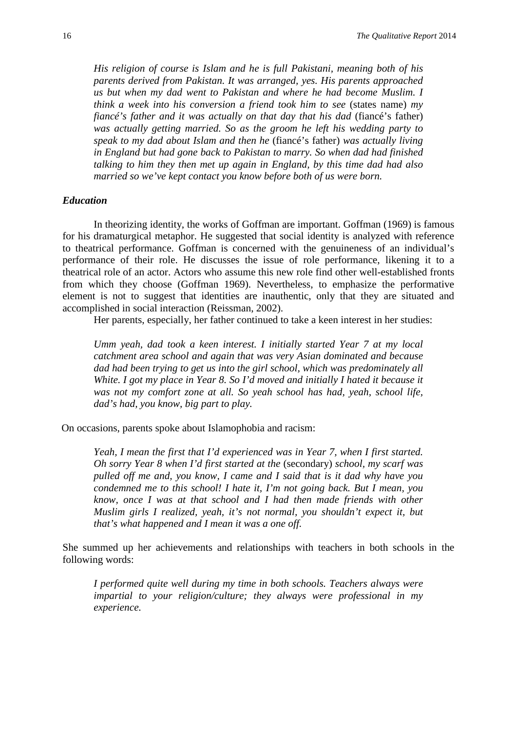*His religion of course is Islam and he is full Pakistani, meaning both of his parents derived from Pakistan. It was arranged, yes. His parents approached us but when my dad went to Pakistan and where he had become Muslim. I think a week into his conversion a friend took him to see* (states name) *my fiancé's father and it was actually on that day that his dad* (fiancé's father) *was actually getting married. So as the groom he left his wedding party to speak to my dad about Islam and then he* (fiancé's father) *was actually living in England but had gone back to Pakistan to marry. So when dad had finished talking to him they then met up again in England, by this time dad had also married so we've kept contact you know before both of us were born.*

### *Education*

In theorizing identity, the works of Goffman are important. Goffman (1969) is famous for his dramaturgical metaphor. He suggested that social identity is analyzed with reference to theatrical performance. Goffman is concerned with the genuineness of an individual's performance of their role. He discusses the issue of role performance, likening it to a theatrical role of an actor. Actors who assume this new role find other well-established fronts from which they choose (Goffman 1969). Nevertheless, to emphasize the performative element is not to suggest that identities are inauthentic, only that they are situated and accomplished in social interaction (Reissman, 2002).

Her parents, especially, her father continued to take a keen interest in her studies:

*Umm yeah, dad took a keen interest. I initially started Year 7 at my local catchment area school and again that was very Asian dominated and because dad had been trying to get us into the girl school, which was predominately all White. I got my place in Year 8. So I'd moved and initially I hated it because it was not my comfort zone at all. So yeah school has had, yeah, school life, dad's had, you know, big part to play.*

On occasions, parents spoke about Islamophobia and racism:

*Yeah, I mean the first that I'd experienced was in Year 7, when I first started. Oh sorry Year 8 when I'd first started at the* (secondary) *school, my scarf was pulled off me and, you know, I came and I said that is it dad why have you condemned me to this school! I hate it, I'm not going back. But I mean, you know, once I was at that school and I had then made friends with other Muslim girls I realized, yeah, it's not normal, you shouldn't expect it, but that's what happened and I mean it was a one off.*

She summed up her achievements and relationships with teachers in both schools in the following words:

*I performed quite well during my time in both schools. Teachers always were impartial to your religion/culture; they always were professional in my experience.*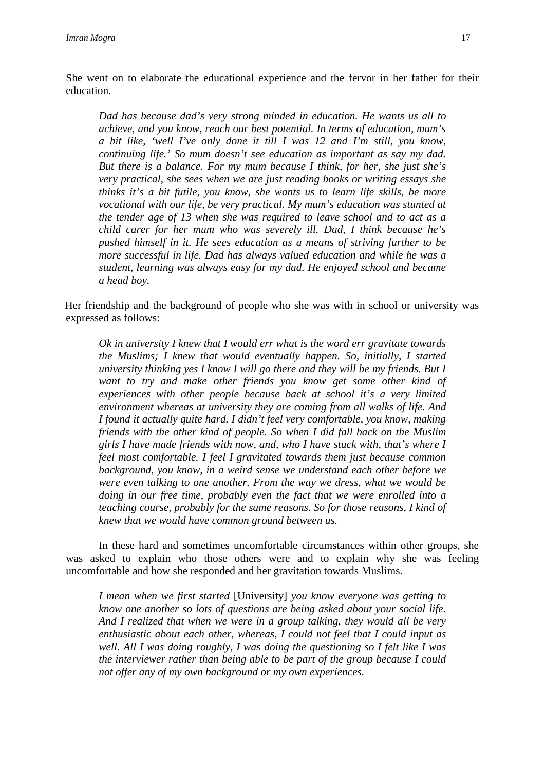She went on to elaborate the educational experience and the fervor in her father for their education.

> *Dad has because dad's very strong minded in education. He wants us all to achieve, and you know, reach our best potential. In terms of education, mum's a bit like, 'well I've only done it till I was 12 and I'm still, you know, continuing life.' So mum doesn't see education as important as say my dad. But there is a balance. For my mum because I think, for her, she just she's very practical, she sees when we are just reading books or writing essays she thinks it's a bit futile, you know, she wants us to learn life skills, be more vocational with our life, be very practical. My mum's education was stunted at the tender age of 13 when she was required to leave school and to act as a child carer for her mum who was severely ill. Dad, I think because he's pushed himself in it. He sees education as a means of striving further to be more successful in life. Dad has always valued education and while he was a student, learning was always easy for my dad. He enjoyed school and became a head boy.*

Her friendship and the background of people who she was with in school or university was expressed as follows:

> *Ok in university I knew that I would err what is the word err gravitate towards the Muslims; I knew that would eventually happen. So, initially, I started university thinking yes I know I will go there and they will be my friends. But I want to try and make other friends you know get some other kind of experiences with other people because back at school it's a very limited environment whereas at university they are coming from all walks of life. And I found it actually quite hard. I didn't feel very comfortable, you know, making friends with the other kind of people. So when I did fall back on the Muslim girls I have made friends with now, and, who I have stuck with, that's where I feel most comfortable. I feel I gravitated towards them just because common background, you know, in a weird sense we understand each other before we were even talking to one another. From the way we dress, what we would be doing in our free time, probably even the fact that we were enrolled into a teaching course, probably for the same reasons. So for those reasons, I kind of knew that we would have common ground between us.*

In these hard and sometimes uncomfortable circumstances within other groups, she was asked to explain who those others were and to explain why she was feeling uncomfortable and how she responded and her gravitation towards Muslims.

> *I mean when we first started* [University] *you know everyone was getting to know one another so lots of questions are being asked about your social life. And I realized that when we were in a group talking, they would all be very enthusiastic about each other, whereas, I could not feel that I could input as well. All I was doing roughly, I was doing the questioning so I felt like I was the interviewer rather than being able to be part of the group because I could not offer any of my own background or my own experiences.*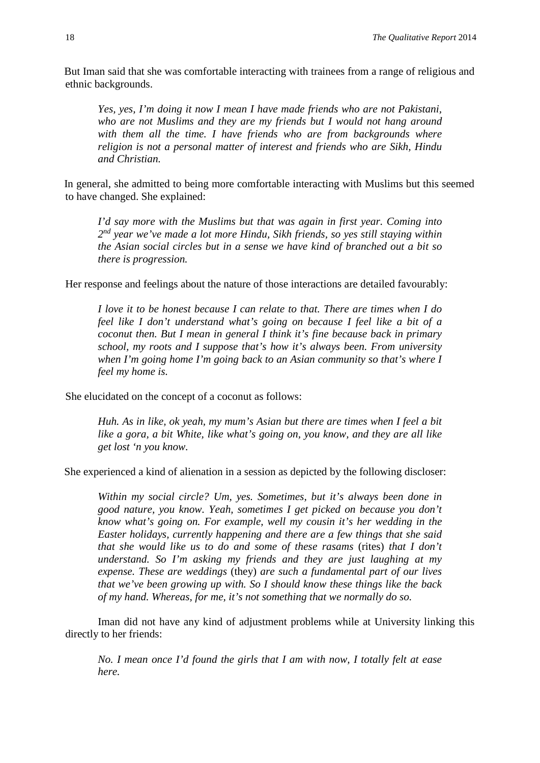But Iman said that she was comfortable interacting with trainees from a range of religious and ethnic backgrounds.

> *Yes, yes, I'm doing it now I mean I have made friends who are not Pakistani, who are not Muslims and they are my friends but I would not hang around with them all the time. I have friends who are from backgrounds where religion is not a personal matter of interest and friends who are Sikh, Hindu and Christian.*

In general, she admitted to being more comfortable interacting with Muslims but this seemed to have changed. She explained:

> *I'd say more with the Muslims but that was again in first year. Coming into 2nd year we've made a lot more Hindu, Sikh friends, so yes still staying within the Asian social circles but in a sense we have kind of branched out a bit so there is progression.*

Her response and feelings about the nature of those interactions are detailed favourably:

> *I love it to be honest because I can relate to that. There are times when I do feel like I don't understand what's going on because I feel like a bit of a coconut then. But I mean in general I think it's fine because back in primary school, my roots and I suppose that's how it's always been. From university when I'm going home I'm going back to an Asian community so that's where I feel my home is.*

She elucidated on the concept of a coconut as follows:

> *Huh. As in like, ok yeah, my mum's Asian but there are times when I feel a bit like a gora, a bit White, like what's going on, you know, and they are all like get lost 'n you know.*

She experienced a kind of alienation in a session as depicted by the following discloser:

> *Within my social circle? Um, yes. Sometimes, but it's always been done in good nature, you know. Yeah, sometimes I get picked on because you don't know what's going on. For example, well my cousin it's her wedding in the Easter holidays, currently happening and there are a few things that she said that she would like us to do and some of these rasams* (rites) *that I don't understand. So I'm asking my friends and they are just laughing at my expense. These are weddings* (they) *are such a fundamental part of our lives that we've been growing up with. So I should know these things like the back of my hand. Whereas, for me, it's not something that we normally do so.*

Iman did not have any kind of adjustment problems while at University linking this directly to her friends:

> *No. I mean once I'd found the girls that I am with now, I totally felt at ease here.*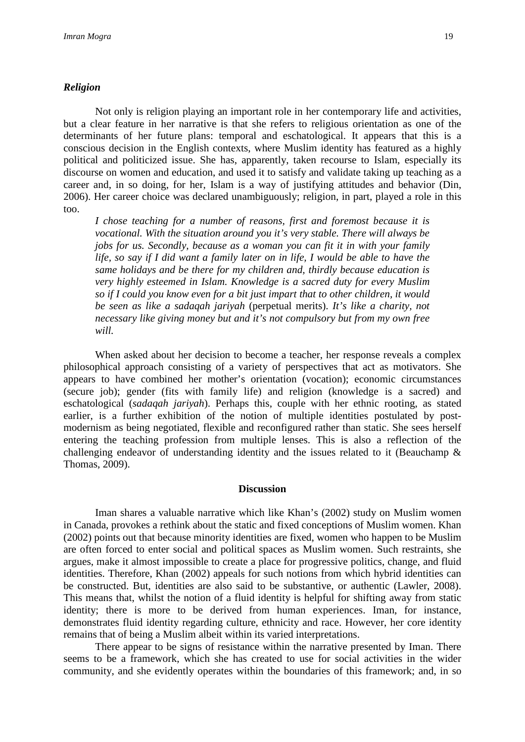### *Religion*

Not only is religion playing an important role in her contemporary life and activities, but a clear feature in her narrative is that she refers to religious orientation as one of the determinants of her future plans: temporal and eschatological. It appears that this is a conscious decision in the English contexts, where Muslim identity has featured as a highly political and politicized issue. She has, apparently, taken recourse to Islam, especially its discourse on women and education, and used it to satisfy and validate taking up teaching as a career and, in so doing, for her, Islam is a way of justifying attitudes and behavior (Din, 2006). Her career choice was declared unambiguously; religion, in part, played a role in this too.

> *I chose teaching for a number of reasons, first and foremost because it is vocational. With the situation around you it's very stable. There will always be jobs for us. Secondly, because as a woman you can fit it in with your family life, so say if I did want a family later on in life, I would be able to have the same holidays and be there for my children and, thirdly because education is very highly esteemed in Islam. Knowledge is a sacred duty for every Muslim so if I could you know even for a bit just impart that to other children, it would be seen as like a sadaqah jariyah* (perpetual merits). *It's like a charity, not necessary like giving money but and it's not compulsory but from my own free will.*

When asked about her decision to become a teacher, her response reveals a complex philosophical approach consisting of a variety of perspectives that act as motivators. She appears to have combined her mother's orientation (vocation); economic circumstances (secure job); gender (fits with family life) and religion (knowledge is a sacred) and eschatological (*sadaqah jariyah*). Perhaps this, couple with her ethnic rooting, as stated earlier, is a further exhibition of the notion of multiple identities postulated by post-modernism as being negotiated, flexible and reconfigured rather than static. She sees herself entering the teaching profession from multiple lenses. This is also a reflection of the challenging endeavor of understanding identity and the issues related to it (Beauchamp & Thomas, 2009).

## Discussion

Iman shares a valuable narrative which like Khan's (2002) study on Muslim women in Canada, provokes a rethink about the static and fixed conceptions of Muslim women. Khan (2002) points out that because minority identities are fixed, women who happen to be Muslim are often forced to enter social and political spaces as Muslim women. Such restraints, she argues, make it almost impossible to create a place for progressive politics, change, and fluid identities. Therefore, Khan (2002) appeals for such notions from which hybrid identities can be constructed. But, identities are also said to be substantive, or authentic (Lawler, 2008). This means that, whilst the notion of a fluid identity is helpful for shifting away from static identity; there is more to be derived from human experiences. Iman, for instance, demonstrates fluid identity regarding culture, ethnicity and race. However, her core identity remains that of being a Muslim albeit within its varied interpretations.

There appear to be signs of resistance within the narrative presented by Iman. There seems to be a framework, which she has created to use for social activities in the wider community, and she evidently operates within the boundaries of this framework; and, in so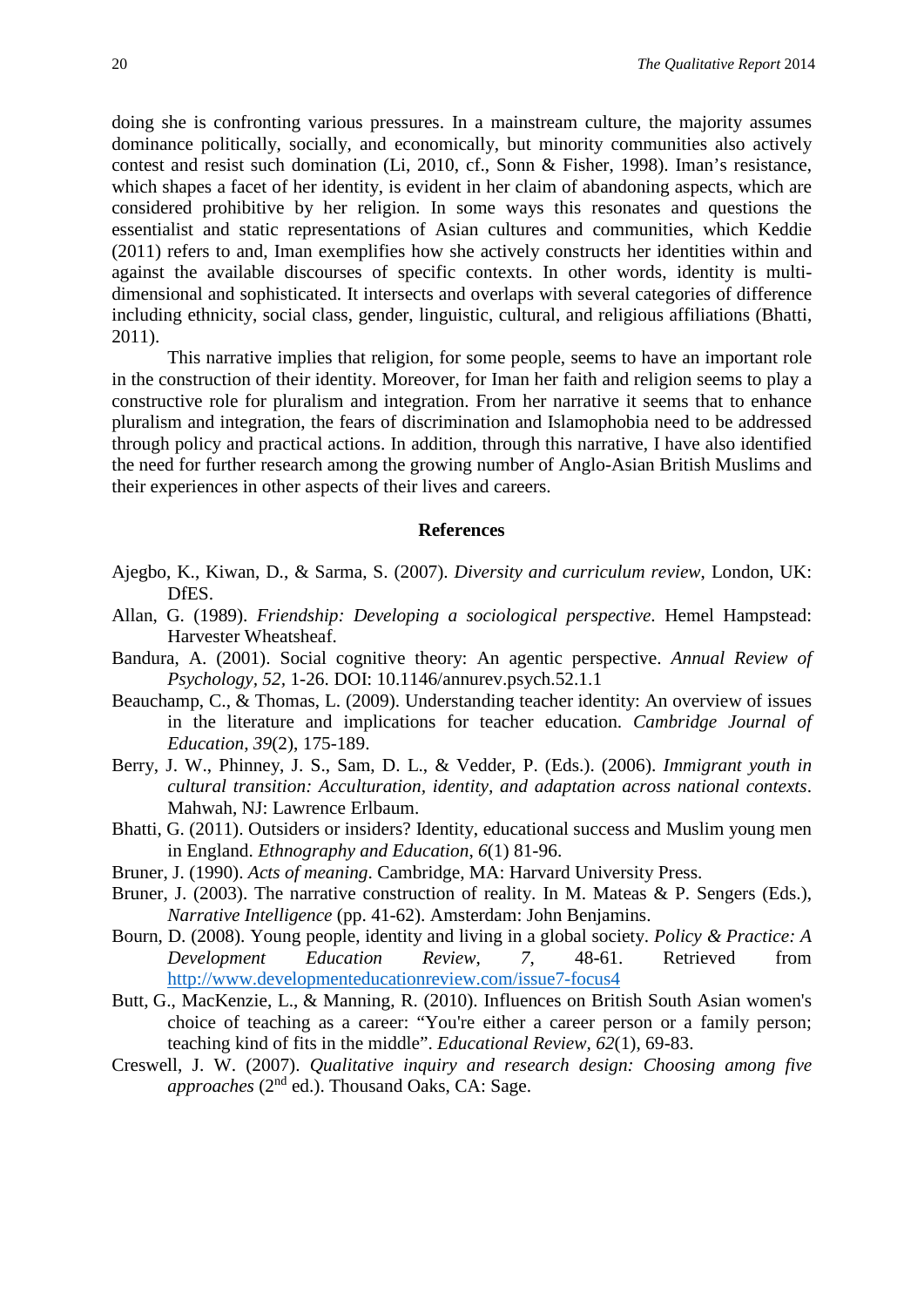doing she is confronting various pressures. In a mainstream culture, the majority assumes dominance politically, socially, and economically, but minority communities also actively contest and resist such domination (Li, 2010, cf., Sonn & Fisher, 1998). Iman's resistance, which shapes a facet of her identity, is evident in her claim of abandoning aspects, which are considered prohibitive by her religion. In some ways this resonates and questions the essentialist and static representations of Asian cultures and communities, which Keddie (2011) refers to and, Iman exemplifies how she actively constructs her identities within and against the available discourses of specific contexts. In other words, identity is multi-dimensional and sophisticated. It intersects and overlaps with several categories of difference including ethnicity, social class, gender, linguistic, cultural, and religious affiliations (Bhatti, 2011).

This narrative implies that religion, for some people, seems to have an important role in the construction of their identity. Moreover, for Iman her faith and religion seems to play a constructive role for pluralism and integration. From her narrative it seems that to enhance pluralism and integration, the fears of discrimination and Islamophobia need to be addressed through policy and practical actions. In addition, through this narrative, I have also identified the need for further research among the growing number of Anglo-Asian British Muslims and their experiences in other aspects of their lives and careers.

## References

Ajegbo, K., Kiwan, D., & Sarma, S. (2007). *Diversity and curriculum review*, London, UK: DfES.

Allan, G. (1989). *Friendship: Developing a sociological perspective*. Hemel Hampstead: Harvester Wheatsheaf.

Bandura, A. (2001). Social cognitive theory: An agentic perspective. *Annual Review of Psychology, 52*, 1-26. DOI: 10.1146/annurev.psych.52.1.1

Beauchamp, C., & Thomas, L. (2009). Understanding teacher identity: An overview of issues in the literature and implications for teacher education. *Cambridge Journal of Education, 39*(2), 175-189.

Berry, J. W., Phinney, J. S., Sam, D. L., & Vedder, P. (Eds.). (2006). *Immigrant youth in cultural transition: Acculturation, identity, and adaptation across national contexts*. Mahwah, NJ: Lawrence Erlbaum.

Bhatti, G. (2011). Outsiders or insiders? Identity, educational success and Muslim young men in England. *Ethnography and Education*, *6*(1) 81-96.

Bruner, J. (1990). *Acts of meaning*. Cambridge, MA: Harvard University Press.

Bruner, J. (2003). The narrative construction of reality. In M. Mateas & P. Sengers (Eds.), *Narrative Intelligence* (pp. 41-62). Amsterdam: John Benjamins.

Bourn, D. (2008). Young people, identity and living in a global society. *Policy & Practice: A Development Education Review*, *7*, 48-61. Retrieved from http://www.developmenteducationreview.com/issue7-focus4

Butt, G., MacKenzie, L., & Manning, R. (2010). Influences on British South Asian women's choice of teaching as a career: "You're either a career person or a family person; teaching kind of fits in the middle". *Educational Review*, *62*(1), 69-83.

Creswell, J. W. (2007). *Qualitative inquiry and research design: Choosing among five approaches* (2nd ed.). Thousand Oaks, CA: Sage.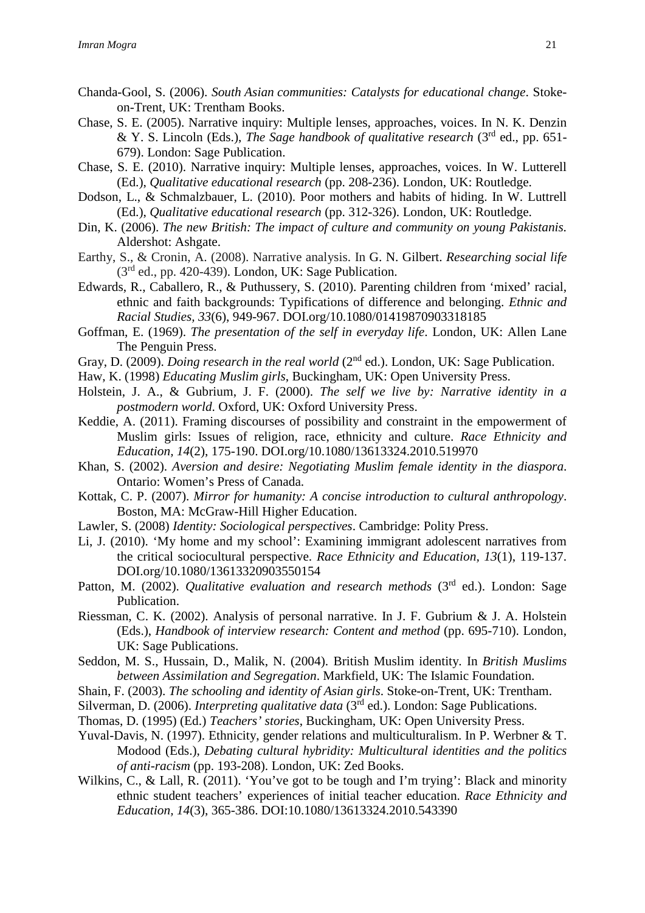Chanda-Gool, S. (2006). *South Asian communities: Catalysts for educational change*. Stoke-on-Trent, UK: Trentham Books.

Chase, S. E. (2005). Narrative inquiry: Multiple lenses, approaches, voices. In N. K. Denzin & Y. S. Lincoln (Eds.), *The Sage handbook of qualitative research* (3rd ed., pp. 651-679). London: Sage Publication.

Chase, S. E. (2010). Narrative inquiry: Multiple lenses, approaches, voices. In W. Lutterell (Ed.), *Qualitative educational research* (pp. 208-236). London, UK: Routledge.

Dodson, L., & Schmalzbauer, L. (2010). Poor mothers and habits of hiding. In W. Luttrell (Ed.), *Qualitative educational research* (pp. 312-326). London, UK: Routledge.

Din, K. (2006). *The new British: The impact of culture and community on young Pakistanis.* Aldershot: Ashgate.

Earthy, S., & Cronin, A. (2008). Narrative analysis. In G. N. Gilbert. *Researching social life* (3rd ed., pp. 420-439). London, UK: Sage Publication.

Edwards, R., Caballero, R., & Puthussery, S. (2010). Parenting children from 'mixed' racial, ethnic and faith backgrounds: Typifications of difference and belonging. *Ethnic and Racial Studies, 33*(6), 949-967. DOI.org/10.1080/01419870903318185

Goffman, E. (1969). *The presentation of the self in everyday life*. London, UK: Allen Lane The Penguin Press.

Gray, D. (2009). *Doing research in the real world* (2nd ed.). London, UK: Sage Publication.

Haw, K. (1998) *Educating Muslim girls*, Buckingham, UK: Open University Press.

Holstein, J. A., & Gubrium, J. F. (2000). *The self we live by: Narrative identity in a postmodern world.* Oxford, UK: Oxford University Press.

Keddie, A. (2011). Framing discourses of possibility and constraint in the empowerment of Muslim girls: Issues of religion, race, ethnicity and culture. *Race Ethnicity and Education, 14*(2), 175-190. DOI.org/10.1080/13613324.2010.519970

Khan, S. (2002). *Aversion and desire: Negotiating Muslim female identity in the diaspora*. Ontario: Women's Press of Canada.

Kottak, C. P. (2007). *Mirror for humanity: A concise introduction to cultural anthropology*. Boston, MA: McGraw-Hill Higher Education.

Lawler, S. (2008) *Identity: Sociological perspectives*. Cambridge: Polity Press.

Li, J. (2010). 'My home and my school': Examining immigrant adolescent narratives from the critical sociocultural perspective. *Race Ethnicity and Education, 13*(1), 119-137. DOI.org/10.1080/13613320903550154

Patton, M. (2002). *Qualitative evaluation and research methods* (3rd ed.). London: Sage Publication.

Riessman, C. K. (2002). Analysis of personal narrative. In J. F. Gubrium & J. A. Holstein (Eds.), *Handbook of interview research: Content and method* (pp. 695-710). London, UK: Sage Publications.

Seddon, M. S., Hussain, D., Malik, N. (2004). British Muslim identity. In *British Muslims between Assimilation and Segregation*. Markfield, UK: The Islamic Foundation.

Shain, F. (2003). *The schooling and identity of Asian girls*. Stoke-on-Trent, UK: Trentham.

Silverman, D. (2006). *Interpreting qualitative data* (3rd ed.). London: Sage Publications.

Thomas, D. (1995) (Ed.) *Teachers' stories*, Buckingham, UK: Open University Press.

Yuval-Davis, N. (1997). Ethnicity, gender relations and multiculturalism. In P. Werbner & T. Modood (Eds.), *Debating cultural hybridity: Multicultural identities and the politics of anti-racism* (pp. 193-208). London, UK: Zed Books.

Wilkins, C., & Lall, R. (2011). 'You've got to be tough and I'm trying': Black and minority ethnic student teachers' experiences of initial teacher education. *Race Ethnicity and Education, 14*(3), 365-386. DOI:10.1080/13613324.2010.543390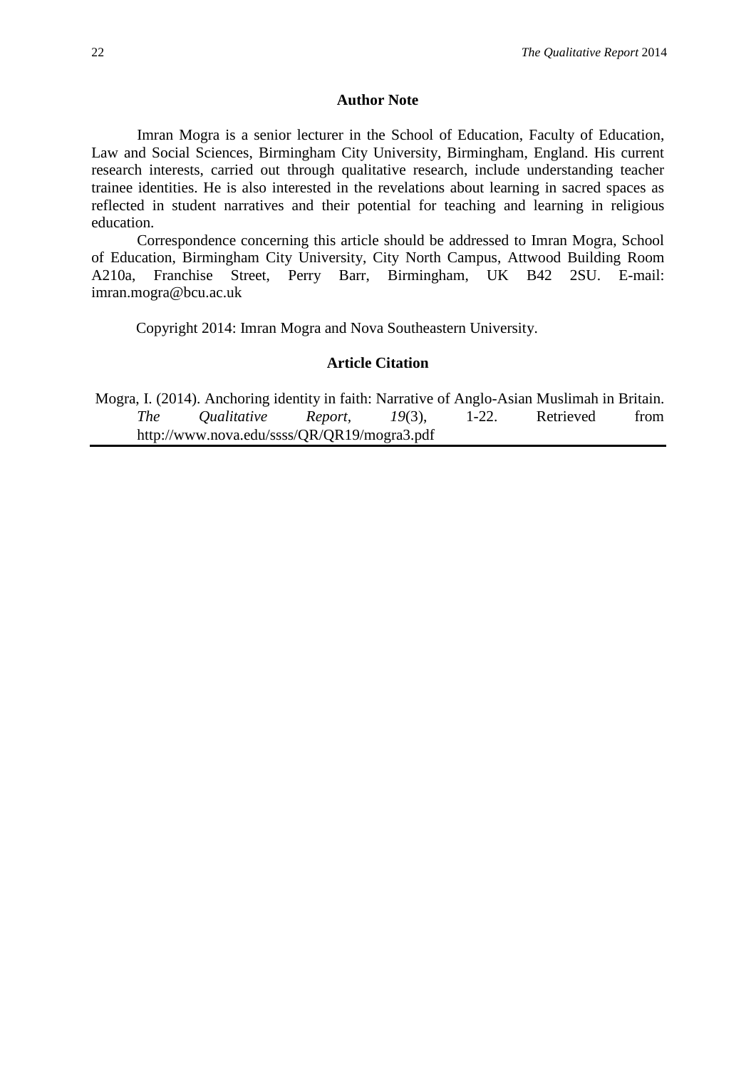## Author Note

Imran Mogra is a senior lecturer in the School of Education, Faculty of Education, Law and Social Sciences, Birmingham City University, Birmingham, England. His current research interests, carried out through qualitative research, include understanding teacher trainee identities. He is also interested in the revelations about learning in sacred spaces as reflected in student narratives and their potential for teaching and learning in religious education.

Correspondence concerning this article should be addressed to Imran Mogra, School of Education, Birmingham City University, City North Campus, Attwood Building Room A210a, Franchise Street, Perry Barr, Birmingham, UK B42 2SU. E-mail: imran.mogra@bcu.ac.uk

Copyright 2014: Imran Mogra and Nova Southeastern University.

## Article Citation

Mogra, I. (2014). Anchoring identity in faith: Narrative of Anglo-Asian Muslimah in Britain. *The Qualitative Report, 19*(3), 1-22. Retrieved from http://www.nova.edu/ssss/QR/QR19/mogra3.pdf